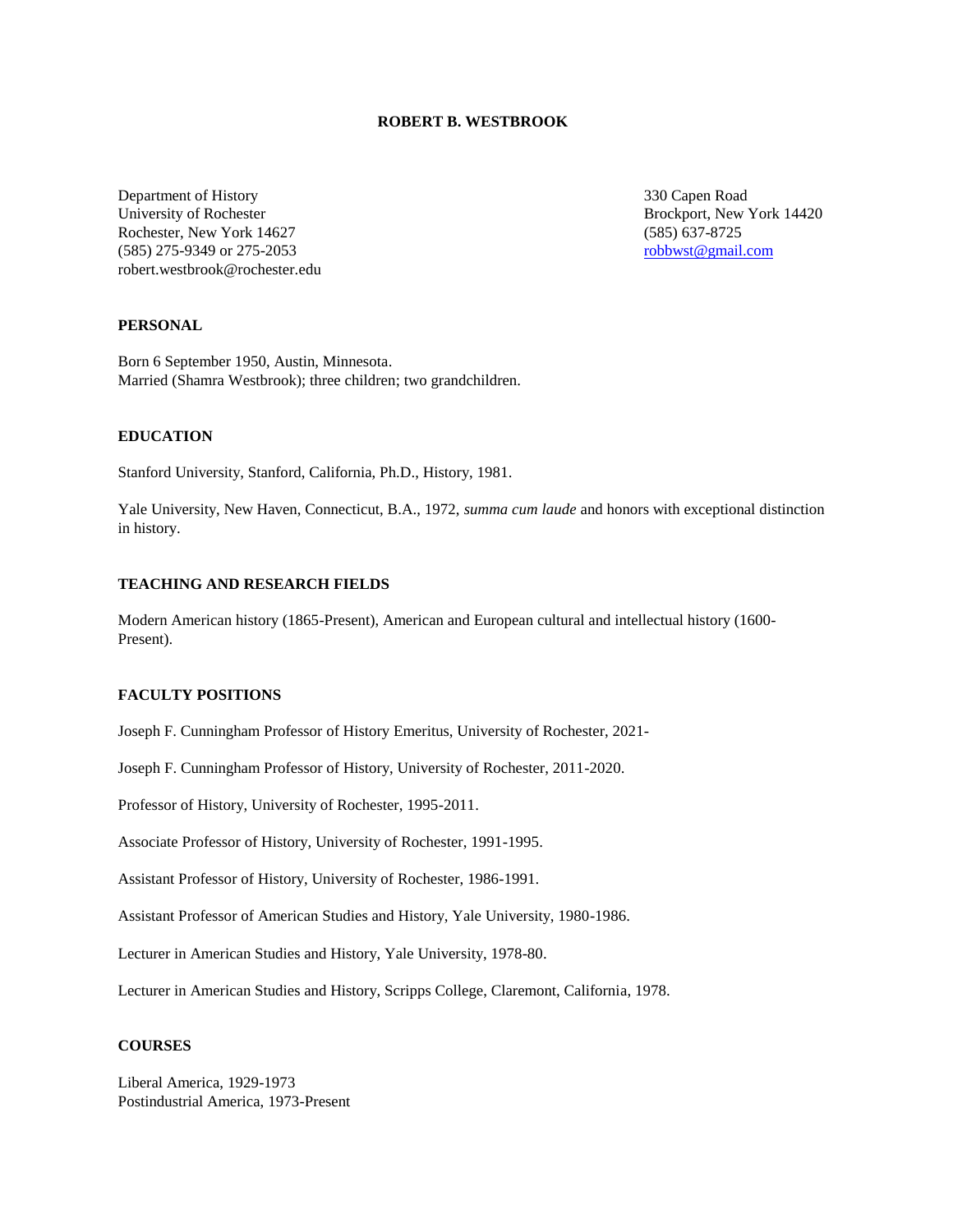# ROBERT B. WESTBROOK

Department of History
University of Rochester
Rochester, New York 14627
(585) 275-9349 or 275-2053
robert.westbrook@rochester.edu

330 Capen Road
Brockport, New York 14420
(585) 637-8725
robbwst@gmail.com

## PERSONAL

Born 6 September 1950, Austin, Minnesota.
Married (Shamra Westbrook); three children; two grandchildren.

## EDUCATION

Stanford University, Stanford, California, Ph.D., History, 1981.

Yale University, New Haven, Connecticut, B.A., 1972, *summa cum laude* and honors with exceptional distinction in history.

## TEACHING AND RESEARCH FIELDS

Modern American history (1865-Present), American and European cultural and intellectual history (1600-Present).

## FACULTY POSITIONS

Joseph F. Cunningham Professor of History Emeritus, University of Rochester, 2021-

Joseph F. Cunningham Professor of History, University of Rochester, 2011-2020.

Professor of History, University of Rochester, 1995-2011.

Associate Professor of History, University of Rochester, 1991-1995.

Assistant Professor of History, University of Rochester, 1986-1991.

Assistant Professor of American Studies and History, Yale University, 1980-1986.

Lecturer in American Studies and History, Yale University, 1978-80.

Lecturer in American Studies and History, Scripps College, Claremont, California, 1978.

## COURSES

Liberal America, 1929-1973
Postindustrial America, 1973-Present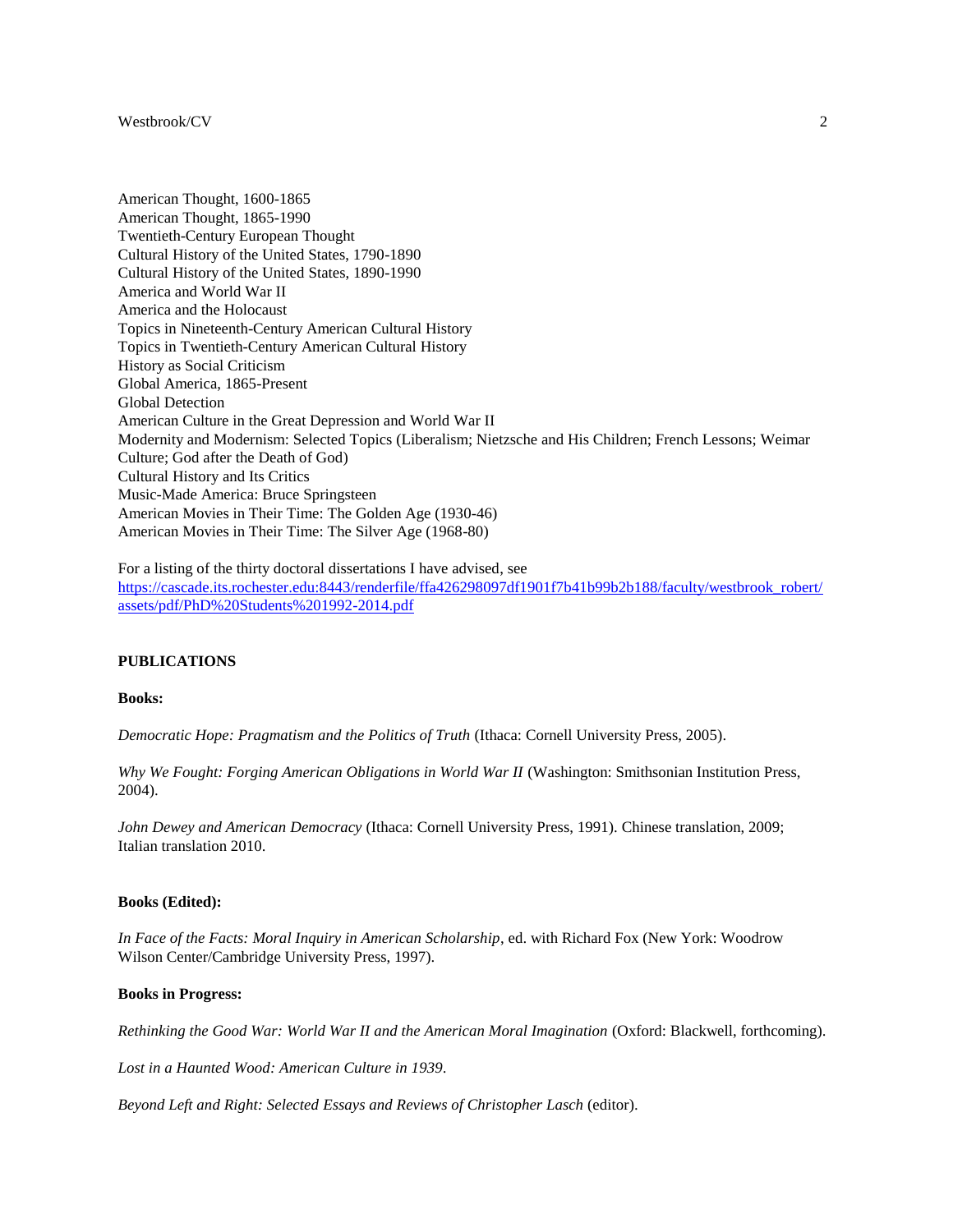American Thought, 1600-1865
American Thought, 1865-1990
Twentieth-Century European Thought
Cultural History of the United States, 1790-1890
Cultural History of the United States, 1890-1990
America and World War II
America and the Holocaust
Topics in Nineteenth-Century American Cultural History
Topics in Twentieth-Century American Cultural History
History as Social Criticism
Global America, 1865-Present
Global Detection
American Culture in the Great Depression and World War II
Modernity and Modernism: Selected Topics (Liberalism; Nietzsche and His Children; French Lessons; Weimar Culture; God after the Death of God)
Cultural History and Its Critics
Music-Made America: Bruce Springsteen
American Movies in Their Time: The Golden Age (1930-46)
American Movies in Their Time: The Silver Age (1968-80)

For a listing of the thirty doctoral dissertations I have advised, see https://cascade.its.rochester.edu:8443/renderfile/ffa426298097df1901f7b41b99b2b188/faculty/westbrook_robert/assets/pdf/PhD%20Students%201992-2014.pdf

## PUBLICATIONS

**Books:**

*Democratic Hope: Pragmatism and the Politics of Truth* (Ithaca: Cornell University Press, 2005).

*Why We Fought: Forging American Obligations in World War II* (Washington: Smithsonian Institution Press, 2004).

*John Dewey and American Democracy* (Ithaca: Cornell University Press, 1991). Chinese translation, 2009; Italian translation 2010.

**Books (Edited):**

*In Face of the Facts: Moral Inquiry in American Scholarship*, ed. with Richard Fox (New York: Woodrow Wilson Center/Cambridge University Press, 1997).

**Books in Progress:**

*Rethinking the Good War: World War II and the American Moral Imagination* (Oxford: Blackwell, forthcoming).

*Lost in a Haunted Wood: American Culture in 1939*.

*Beyond Left and Right: Selected Essays and Reviews of Christopher Lasch* (editor).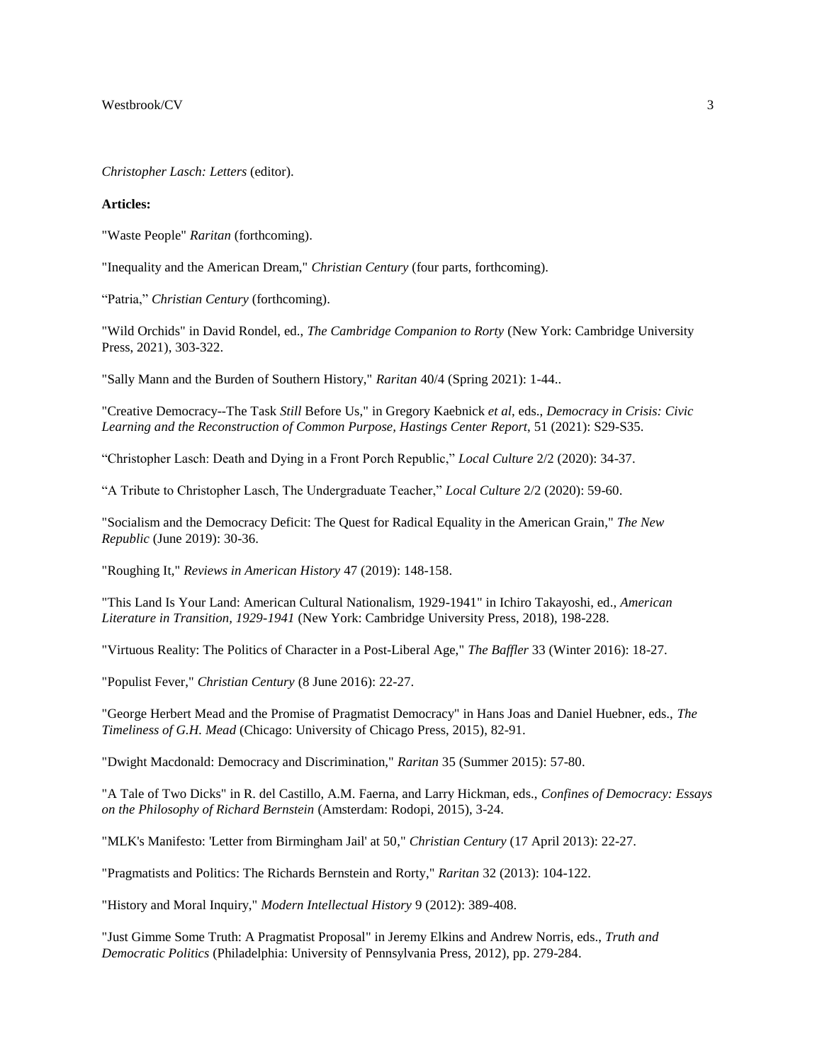*Christopher Lasch: Letters* (editor).

**Articles:**

"Waste People" *Raritan* (forthcoming).

"Inequality and the American Dream," *Christian Century* (four parts, forthcoming).

"Patria," *Christian Century* (forthcoming).

"Wild Orchids" in David Rondel, ed., *The Cambridge Companion to Rorty* (New York: Cambridge University Press, 2021), 303-322.

"Sally Mann and the Burden of Southern History," *Raritan* 40/4 (Spring 2021): 1-44..

"Creative Democracy--The Task *Still* Before Us," in Gregory Kaebnick *et al*, eds., *Democracy in Crisis: Civic Learning and the Reconstruction of Common Purpose, Hastings Center Report*, 51 (2021): S29-S35.

"Christopher Lasch: Death and Dying in a Front Porch Republic," *Local Culture* 2/2 (2020): 34-37.

"A Tribute to Christopher Lasch, The Undergraduate Teacher," *Local Culture* 2/2 (2020): 59-60.

"Socialism and the Democracy Deficit: The Quest for Radical Equality in the American Grain," *The New Republic* (June 2019): 30-36.

"Roughing It," *Reviews in American History* 47 (2019): 148-158.

"This Land Is Your Land: American Cultural Nationalism, 1929-1941" in Ichiro Takayoshi, ed., *American Literature in Transition, 1929-1941* (New York: Cambridge University Press, 2018), 198-228.

"Virtuous Reality: The Politics of Character in a Post-Liberal Age," *The Baffler* 33 (Winter 2016): 18-27.

"Populist Fever," *Christian Century* (8 June 2016): 22-27.

"George Herbert Mead and the Promise of Pragmatist Democracy" in Hans Joas and Daniel Huebner, eds., *The Timeliness of G.H. Mead* (Chicago: University of Chicago Press, 2015), 82-91.

"Dwight Macdonald: Democracy and Discrimination," *Raritan* 35 (Summer 2015): 57-80.

"A Tale of Two Dicks" in R. del Castillo, A.M. Faerna, and Larry Hickman, eds., *Confines of Democracy: Essays on the Philosophy of Richard Bernstein* (Amsterdam: Rodopi, 2015), 3-24.

"MLK's Manifesto: 'Letter from Birmingham Jail' at 50," *Christian Century* (17 April 2013): 22-27.

"Pragmatists and Politics: The Richards Bernstein and Rorty," *Raritan* 32 (2013): 104-122.

"History and Moral Inquiry," *Modern Intellectual History* 9 (2012): 389-408.

"Just Gimme Some Truth: A Pragmatist Proposal" in Jeremy Elkins and Andrew Norris, eds., *Truth and Democratic Politics* (Philadelphia: University of Pennsylvania Press, 2012), pp. 279-284.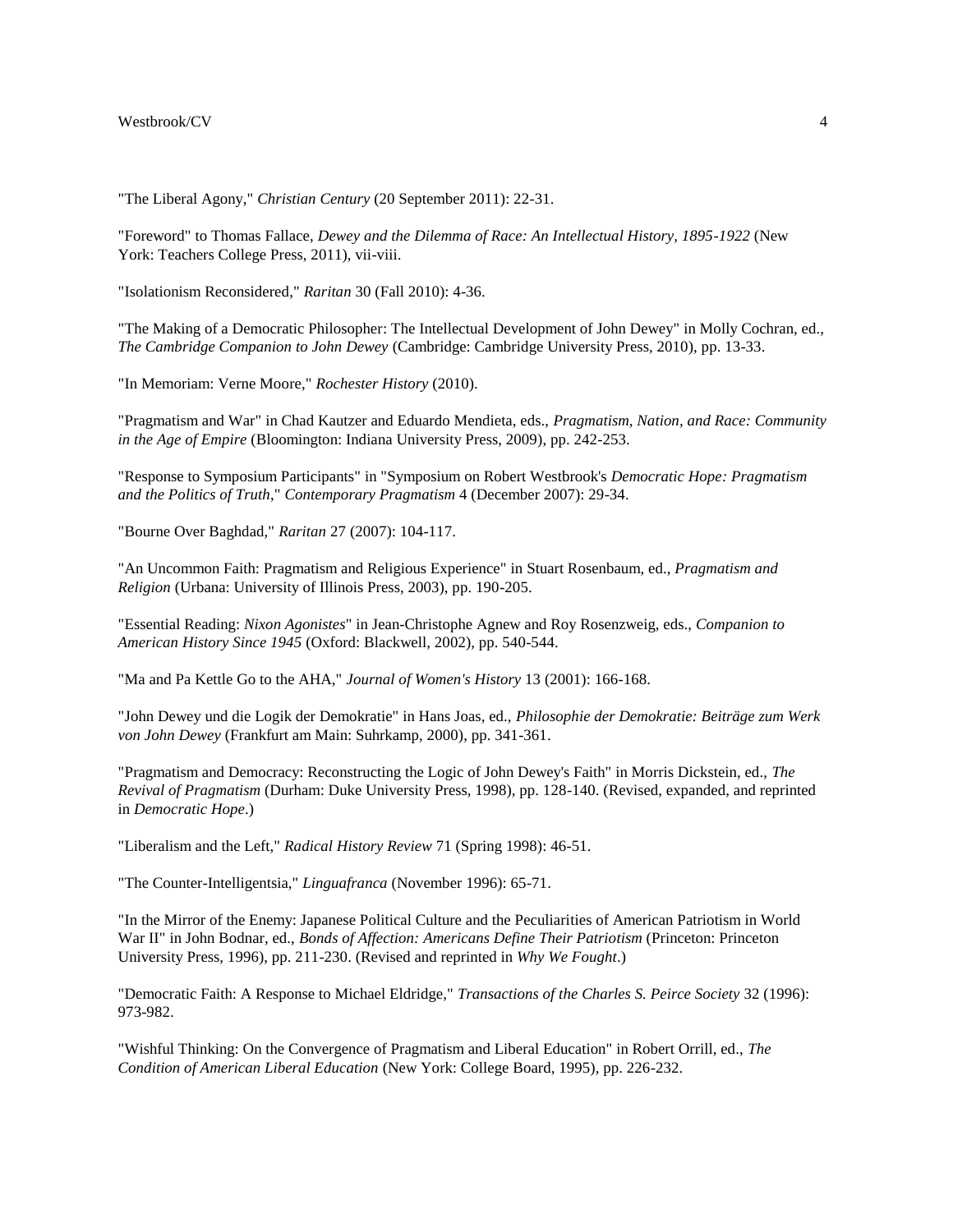"The Liberal Agony," *Christian Century* (20 September 2011): 22-31.

"Foreword" to Thomas Fallace, *Dewey and the Dilemma of Race: An Intellectual History, 1895-1922* (New York: Teachers College Press, 2011), vii-viii.

"Isolationism Reconsidered," *Raritan* 30 (Fall 2010): 4-36.

"The Making of a Democratic Philosopher: The Intellectual Development of John Dewey" in Molly Cochran, ed., *The Cambridge Companion to John Dewey* (Cambridge: Cambridge University Press, 2010), pp. 13-33.

"In Memoriam: Verne Moore," *Rochester History* (2010).

"Pragmatism and War" in Chad Kautzer and Eduardo Mendieta, eds., *Pragmatism, Nation, and Race: Community in the Age of Empire* (Bloomington: Indiana University Press, 2009), pp. 242-253.

"Response to Symposium Participants" in "Symposium on Robert Westbrook's *Democratic Hope: Pragmatism and the Politics of Truth*," *Contemporary Pragmatism* 4 (December 2007): 29-34.

"Bourne Over Baghdad," *Raritan* 27 (2007): 104-117.

"An Uncommon Faith: Pragmatism and Religious Experience" in Stuart Rosenbaum, ed., *Pragmatism and Religion* (Urbana: University of Illinois Press, 2003), pp. 190-205.

"Essential Reading: *Nixon Agonistes*" in Jean-Christophe Agnew and Roy Rosenzweig, eds., *Companion to American History Since 1945* (Oxford: Blackwell, 2002), pp. 540-544.

"Ma and Pa Kettle Go to the AHA," *Journal of Women's History* 13 (2001): 166-168.

"John Dewey und die Logik der Demokratie" in Hans Joas, ed., *Philosophie der Demokratie: Beiträge zum Werk von John Dewey* (Frankfurt am Main: Suhrkamp, 2000), pp. 341-361.

"Pragmatism and Democracy: Reconstructing the Logic of John Dewey's Faith" in Morris Dickstein, ed., *The Revival of Pragmatism* (Durham: Duke University Press, 1998), pp. 128-140. (Revised, expanded, and reprinted in *Democratic Hope*.)

"Liberalism and the Left," *Radical History Review* 71 (Spring 1998): 46-51.

"The Counter-Intelligentsia," *Linguafranca* (November 1996): 65-71.

"In the Mirror of the Enemy: Japanese Political Culture and the Peculiarities of American Patriotism in World War II" in John Bodnar, ed., *Bonds of Affection: Americans Define Their Patriotism* (Princeton: Princeton University Press, 1996), pp. 211-230. (Revised and reprinted in *Why We Fought*.)

"Democratic Faith: A Response to Michael Eldridge," *Transactions of the Charles S. Peirce Society* 32 (1996): 973-982.

"Wishful Thinking: On the Convergence of Pragmatism and Liberal Education" in Robert Orrill, ed., *The Condition of American Liberal Education* (New York: College Board, 1995), pp. 226-232.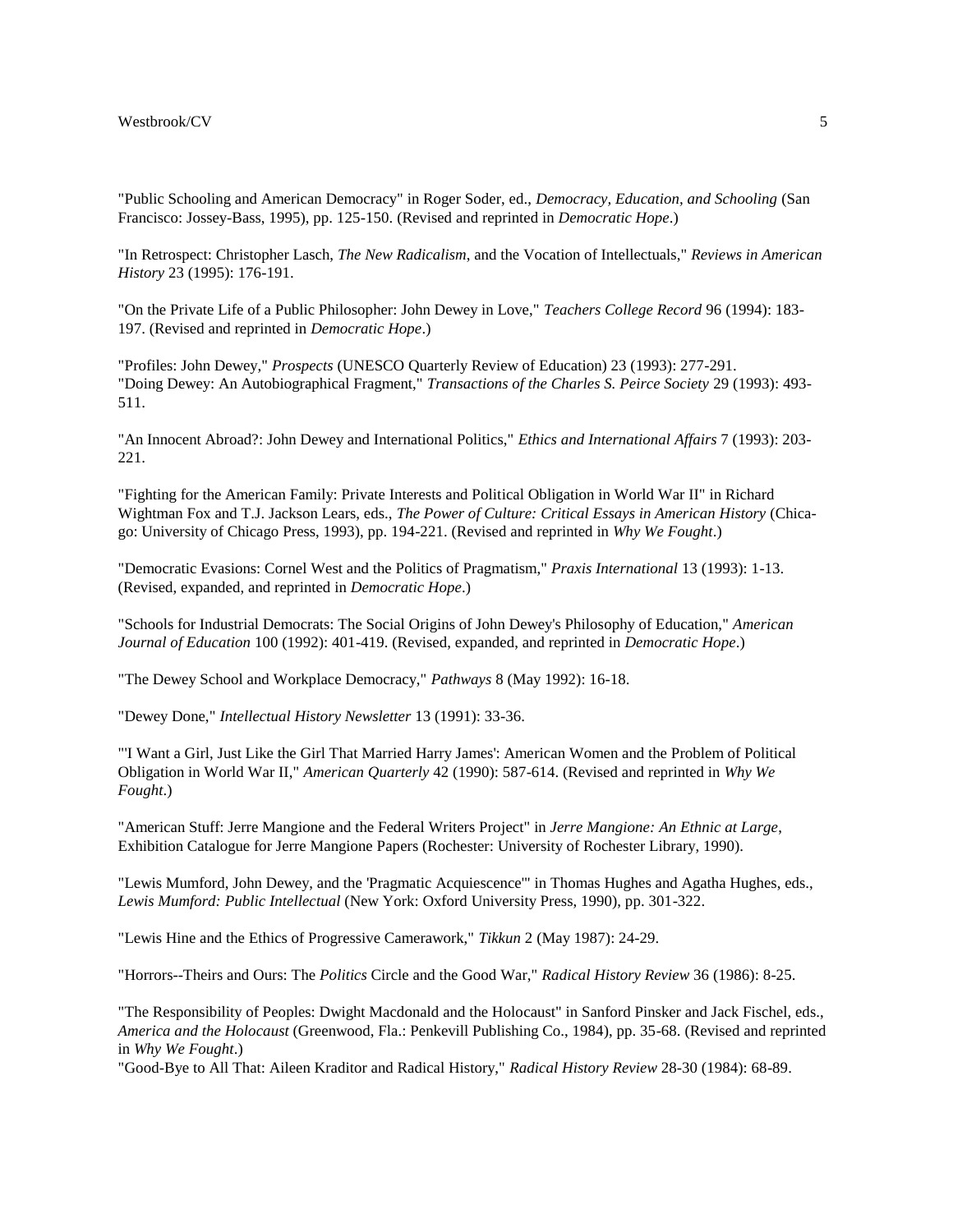"Public Schooling and American Democracy" in Roger Soder, ed., *Democracy, Education, and Schooling* (San Francisco: Jossey-Bass, 1995), pp. 125-150. (Revised and reprinted in *Democratic Hope*.)

"In Retrospect: Christopher Lasch, *The New Radicalism*, and the Vocation of Intellectuals," *Reviews in American History* 23 (1995): 176-191.

"On the Private Life of a Public Philosopher: John Dewey in Love," *Teachers College Record* 96 (1994): 183-197. (Revised and reprinted in *Democratic Hope*.)

"Profiles: John Dewey," *Prospects* (UNESCO Quarterly Review of Education) 23 (1993): 277-291.
"Doing Dewey: An Autobiographical Fragment," *Transactions of the Charles S. Peirce Society* 29 (1993): 493-511.

"An Innocent Abroad?: John Dewey and International Politics," *Ethics and International Affairs* 7 (1993): 203-221.

"Fighting for the American Family: Private Interests and Political Obligation in World War II" in Richard Wightman Fox and T.J. Jackson Lears, eds., *The Power of Culture: Critical Essays in American History* (Chicago: University of Chicago Press, 1993), pp. 194-221. (Revised and reprinted in *Why We Fought*.)

"Democratic Evasions: Cornel West and the Politics of Pragmatism," *Praxis International* 13 (1993): 1-13. (Revised, expanded, and reprinted in *Democratic Hope*.)

"Schools for Industrial Democrats: The Social Origins of John Dewey's Philosophy of Education," *American Journal of Education* 100 (1992): 401-419. (Revised, expanded, and reprinted in *Democratic Hope*.)

"The Dewey School and Workplace Democracy," *Pathways* 8 (May 1992): 16-18.

"Dewey Done," *Intellectual History Newsletter* 13 (1991): 33-36.

"'I Want a Girl, Just Like the Girl That Married Harry James': American Women and the Problem of Political Obligation in World War II," *American Quarterly* 42 (1990): 587-614. (Revised and reprinted in *Why We Fought*.)

"American Stuff: Jerre Mangione and the Federal Writers Project" in *Jerre Mangione: An Ethnic at Large*, Exhibition Catalogue for Jerre Mangione Papers (Rochester: University of Rochester Library, 1990).

"Lewis Mumford, John Dewey, and the 'Pragmatic Acquiescence'" in Thomas Hughes and Agatha Hughes, eds., *Lewis Mumford: Public Intellectual* (New York: Oxford University Press, 1990), pp. 301-322.

"Lewis Hine and the Ethics of Progressive Camerawork," *Tikkun* 2 (May 1987): 24-29.

"Horrors--Theirs and Ours: The *Politics* Circle and the Good War," *Radical History Review* 36 (1986): 8-25.

"The Responsibility of Peoples: Dwight Macdonald and the Holocaust" in Sanford Pinsker and Jack Fischel, eds., *America and the Holocaust* (Greenwood, Fla.: Penkevill Publishing Co., 1984), pp. 35-68. (Revised and reprinted in *Why We Fought*.)
"Good-Bye to All That: Aileen Kraditor and Radical History," *Radical History Review* 28-30 (1984): 68-89.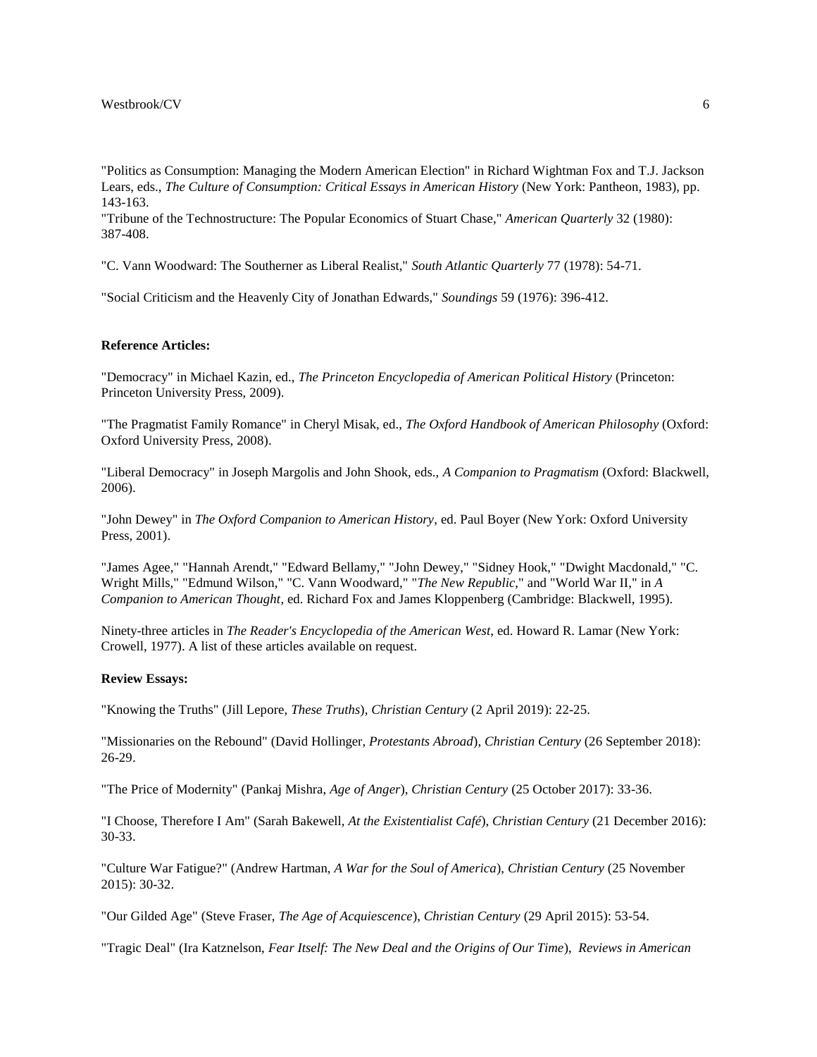"Politics as Consumption: Managing the Modern American Election" in Richard Wightman Fox and T.J. Jackson Lears, eds., *The Culture of Consumption: Critical Essays in American History* (New York: Pantheon, 1983), pp. 143-163.

"Tribune of the Technostructure: The Popular Economics of Stuart Chase," *American Quarterly* 32 (1980): 387-408.

"C. Vann Woodward: The Southerner as Liberal Realist," *South Atlantic Quarterly* 77 (1978): 54-71.

"Social Criticism and the Heavenly City of Jonathan Edwards," *Soundings* 59 (1976): 396-412.

**Reference Articles:**

"Democracy" in Michael Kazin, ed., *The Princeton Encyclopedia of American Political History* (Princeton: Princeton University Press, 2009).

"The Pragmatist Family Romance" in Cheryl Misak, ed., *The Oxford Handbook of American Philosophy* (Oxford: Oxford University Press, 2008).

"Liberal Democracy" in Joseph Margolis and John Shook, eds., *A Companion to Pragmatism* (Oxford: Blackwell, 2006).

"John Dewey" in *The Oxford Companion to American History*, ed. Paul Boyer (New York: Oxford University Press, 2001).

"James Agee," "Hannah Arendt," "Edward Bellamy," "John Dewey," "Sidney Hook," "Dwight Macdonald," "C. Wright Mills," "Edmund Wilson," "C. Vann Woodward," "*The New Republic*," and "World War II," in *A Companion to American Thought*, ed. Richard Fox and James Kloppenberg (Cambridge: Blackwell, 1995).

Ninety-three articles in *The Reader's Encyclopedia of the American West*, ed. Howard R. Lamar (New York: Crowell, 1977). A list of these articles available on request.

**Review Essays:**

"Knowing the Truths" (Jill Lepore, *These Truths*), *Christian Century* (2 April 2019): 22-25.

"Missionaries on the Rebound" (David Hollinger, *Protestants Abroad*), *Christian Century* (26 September 2018): 26-29.

"The Price of Modernity" (Pankaj Mishra, *Age of Anger*), *Christian Century* (25 October 2017): 33-36.

"I Choose, Therefore I Am" (Sarah Bakewell, *At the Existentialist Café*), *Christian Century* (21 December 2016): 30-33.

"Culture War Fatigue?" (Andrew Hartman, *A War for the Soul of America*), *Christian Century* (25 November 2015): 30-32.

"Our Gilded Age" (Steve Fraser, *The Age of Acquiescence*), *Christian Century* (29 April 2015): 53-54.

"Tragic Deal" (Ira Katznelson, *Fear Itself: The New Deal and the Origins of Our Time*), *Reviews in American*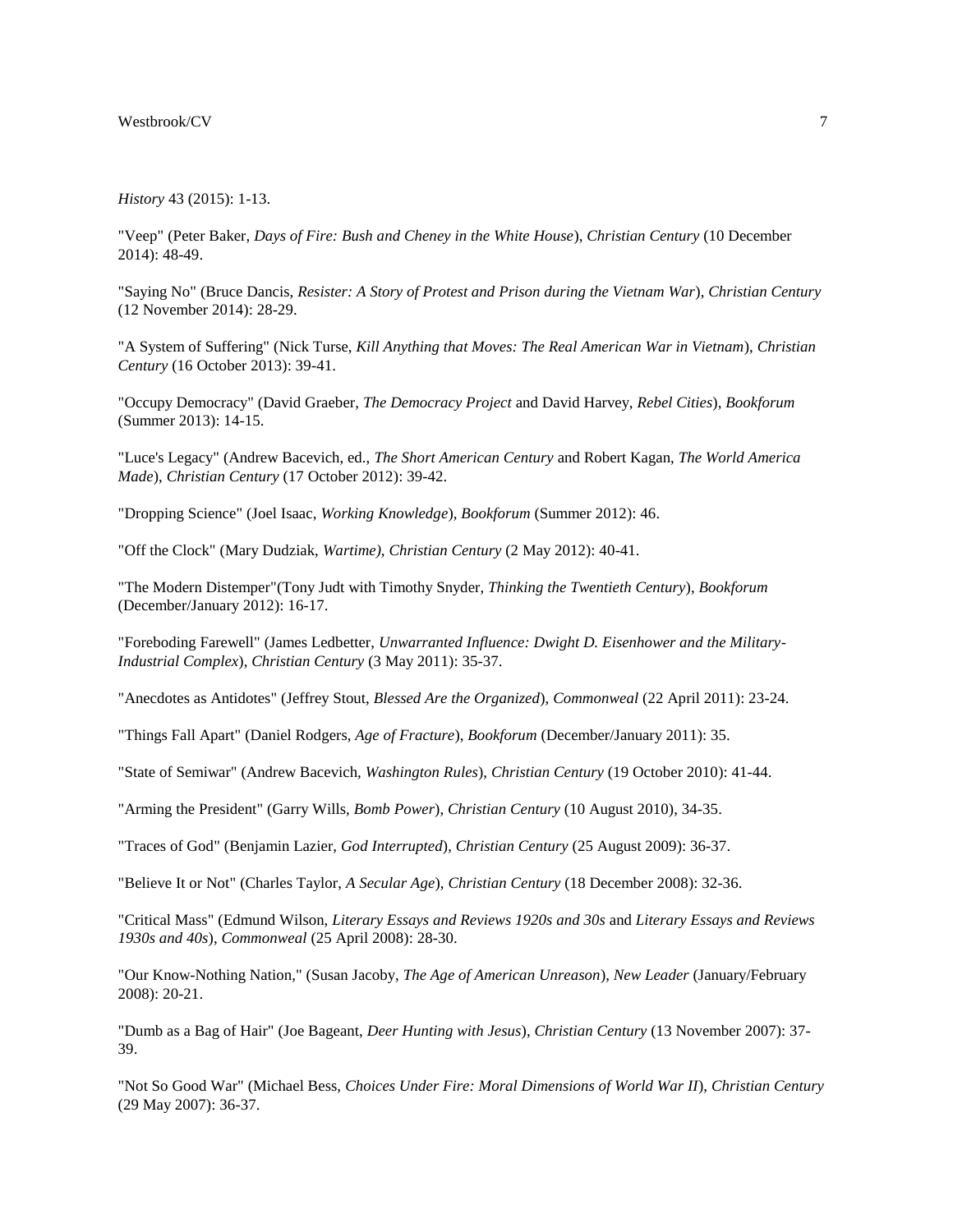*History* 43 (2015): 1-13.

"Veep" (Peter Baker, *Days of Fire: Bush and Cheney in the White House*), *Christian Century* (10 December 2014): 48-49.

"Saying No" (Bruce Dancis, *Resister: A Story of Protest and Prison during the Vietnam War*), *Christian Century* (12 November 2014): 28-29.

"A System of Suffering" (Nick Turse, *Kill Anything that Moves: The Real American War in Vietnam*), *Christian Century* (16 October 2013): 39-41.

"Occupy Democracy" (David Graeber, *The Democracy Project* and David Harvey, *Rebel Cities*), *Bookforum* (Summer 2013): 14-15.

"Luce's Legacy" (Andrew Bacevich, ed., *The Short American Century* and Robert Kagan, *The World America Made*), *Christian Century* (17 October 2012): 39-42.

"Dropping Science" (Joel Isaac, *Working Knowledge*), *Bookforum* (Summer 2012): 46.

"Off the Clock" (Mary Dudziak, *Wartime)*, *Christian Century* (2 May 2012): 40-41.

"The Modern Distemper"(Tony Judt with Timothy Snyder, *Thinking the Twentieth Century*), *Bookforum* (December/January 2012): 16-17.

"Foreboding Farewell" (James Ledbetter, *Unwarranted Influence: Dwight D. Eisenhower and the Military-Industrial Complex*), *Christian Century* (3 May 2011): 35-37.

"Anecdotes as Antidotes" (Jeffrey Stout, *Blessed Are the Organized*), *Commonweal* (22 April 2011): 23-24.

"Things Fall Apart" (Daniel Rodgers, *Age of Fracture*), *Bookforum* (December/January 2011): 35.

"State of Semiwar" (Andrew Bacevich, *Washington Rules*), *Christian Century* (19 October 2010): 41-44.

"Arming the President" (Garry Wills, *Bomb Power*), *Christian Century* (10 August 2010), 34-35.

"Traces of God" (Benjamin Lazier, *God Interrupted*), *Christian Century* (25 August 2009): 36-37.

"Believe It or Not" (Charles Taylor, *A Secular Age*), *Christian Century* (18 December 2008): 32-36.

"Critical Mass" (Edmund Wilson, *Literary Essays and Reviews 1920s and 30s* and *Literary Essays and Reviews 1930s and 40s*), *Commonweal* (25 April 2008): 28-30.

"Our Know-Nothing Nation," (Susan Jacoby, *The Age of American Unreason*), *New Leader* (January/February 2008): 20-21.

"Dumb as a Bag of Hair" (Joe Bageant, *Deer Hunting with Jesus*), *Christian Century* (13 November 2007): 37-39.

"Not So Good War" (Michael Bess, *Choices Under Fire: Moral Dimensions of World War II*), *Christian Century* (29 May 2007): 36-37.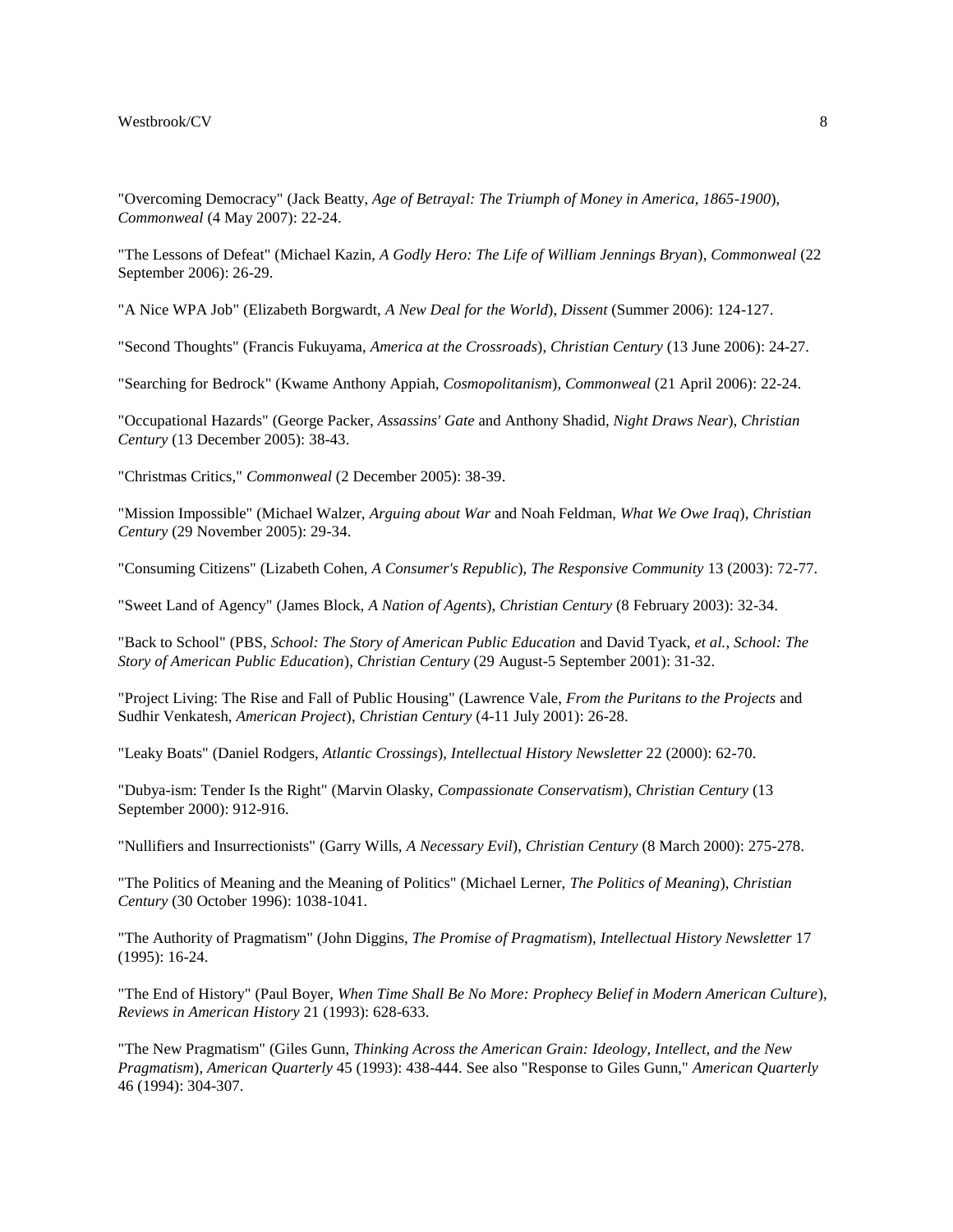"Overcoming Democracy" (Jack Beatty, *Age of Betrayal: The Triumph of Money in America, 1865-1900*), *Commonweal* (4 May 2007): 22-24.

"The Lessons of Defeat" (Michael Kazin, *A Godly Hero: The Life of William Jennings Bryan*), *Commonweal* (22 September 2006): 26-29.

"A Nice WPA Job" (Elizabeth Borgwardt, *A New Deal for the World*), *Dissent* (Summer 2006): 124-127.

"Second Thoughts" (Francis Fukuyama, *America at the Crossroads*), *Christian Century* (13 June 2006): 24-27.

"Searching for Bedrock" (Kwame Anthony Appiah, *Cosmopolitanism*), *Commonweal* (21 April 2006): 22-24.

"Occupational Hazards" (George Packer, *Assassins' Gate* and Anthony Shadid, *Night Draws Near*), *Christian Century* (13 December 2005): 38-43.

"Christmas Critics," *Commonweal* (2 December 2005): 38-39.

"Mission Impossible" (Michael Walzer, *Arguing about War* and Noah Feldman, *What We Owe Iraq*), *Christian Century* (29 November 2005): 29-34.

"Consuming Citizens" (Lizabeth Cohen, *A Consumer's Republic*), *The Responsive Community* 13 (2003): 72-77.

"Sweet Land of Agency" (James Block, *A Nation of Agents*), *Christian Century* (8 February 2003): 32-34.

"Back to School" (PBS, *School: The Story of American Public Education* and David Tyack, *et al.*, *School: The Story of American Public Education*), *Christian Century* (29 August-5 September 2001): 31-32.

"Project Living: The Rise and Fall of Public Housing" (Lawrence Vale, *From the Puritans to the Projects* and Sudhir Venkatesh, *American Project*), *Christian Century* (4-11 July 2001): 26-28.

"Leaky Boats" (Daniel Rodgers, *Atlantic Crossings*), *Intellectual History Newsletter* 22 (2000): 62-70.

"Dubya-ism: Tender Is the Right" (Marvin Olasky, *Compassionate Conservatism*), *Christian Century* (13 September 2000): 912-916.

"Nullifiers and Insurrectionists" (Garry Wills, *A Necessary Evil*), *Christian Century* (8 March 2000): 275-278.

"The Politics of Meaning and the Meaning of Politics" (Michael Lerner, *The Politics of Meaning*), *Christian Century* (30 October 1996): 1038-1041.

"The Authority of Pragmatism" (John Diggins, *The Promise of Pragmatism*), *Intellectual History Newsletter* 17 (1995): 16-24.

"The End of History" (Paul Boyer, *When Time Shall Be No More: Prophecy Belief in Modern American Culture*), *Reviews in American History* 21 (1993): 628-633.

"The New Pragmatism" (Giles Gunn, *Thinking Across the American Grain: Ideology, Intellect, and the New Pragmatism*), *American Quarterly* 45 (1993): 438-444. See also "Response to Giles Gunn," *American Quarterly* 46 (1994): 304-307.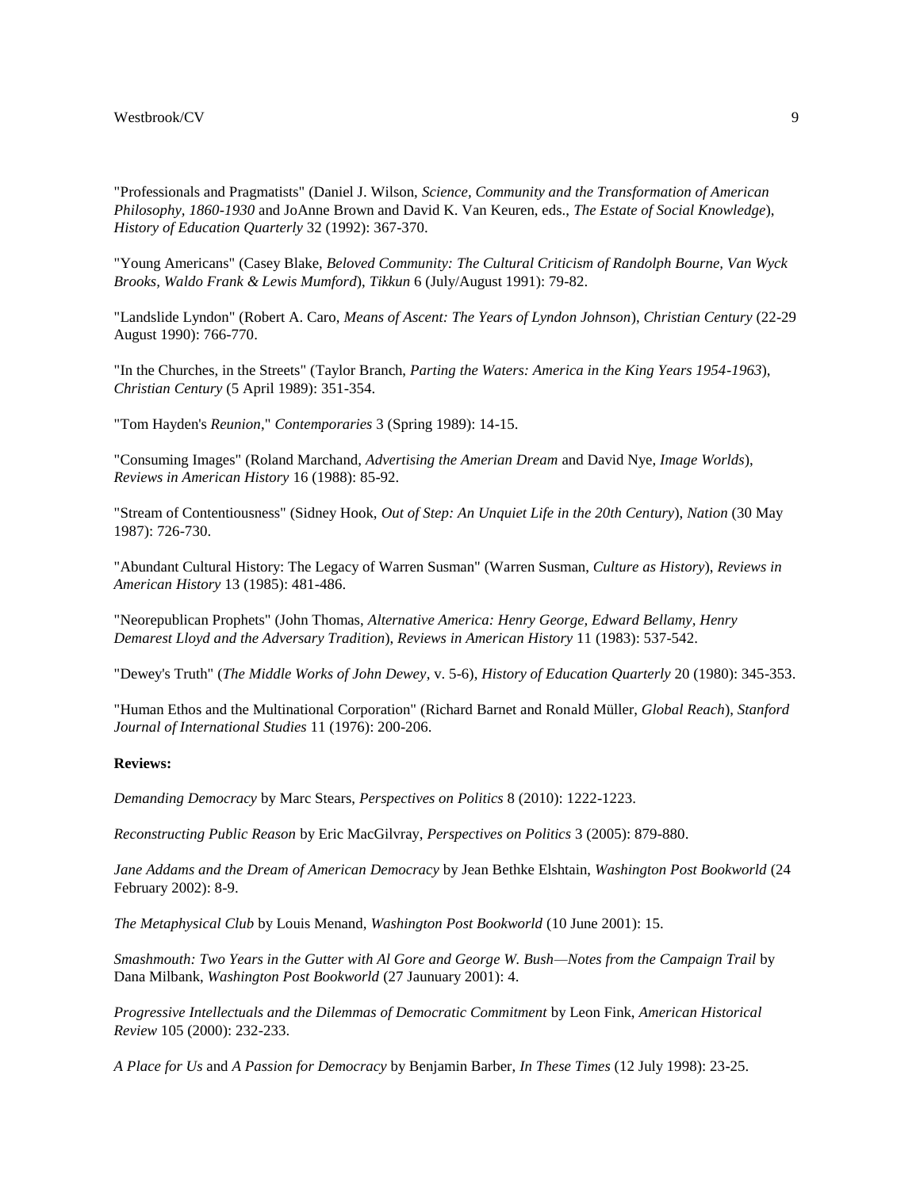"Professionals and Pragmatists" (Daniel J. Wilson, *Science, Community and the Transformation of American Philosophy, 1860-1930* and JoAnne Brown and David K. Van Keuren, eds., *The Estate of Social Knowledge*), *History of Education Quarterly* 32 (1992): 367-370.

"Young Americans" (Casey Blake, *Beloved Community: The Cultural Criticism of Randolph Bourne, Van Wyck Brooks, Waldo Frank & Lewis Mumford*), *Tikkun* 6 (July/August 1991): 79-82.

"Landslide Lyndon" (Robert A. Caro, *Means of Ascent: The Years of Lyndon Johnson*), *Christian Century* (22-29 August 1990): 766-770.

"In the Churches, in the Streets" (Taylor Branch, *Parting the Waters: America in the King Years 1954-1963*), *Christian Century* (5 April 1989): 351-354.

"Tom Hayden's *Reunion*," *Contemporaries* 3 (Spring 1989): 14-15.

"Consuming Images" (Roland Marchand, *Advertising the Amerian Dream* and David Nye, *Image Worlds*), *Reviews in American History* 16 (1988): 85-92.

"Stream of Contentiousness" (Sidney Hook, *Out of Step: An Unquiet Life in the 20th Century*), *Nation* (30 May 1987): 726-730.

"Abundant Cultural History: The Legacy of Warren Susman" (Warren Susman, *Culture as History*), *Reviews in American History* 13 (1985): 481-486.

"Neorepublican Prophets" (John Thomas, *Alternative America: Henry George, Edward Bellamy, Henry Demarest Lloyd and the Adversary Tradition*), *Reviews in American History* 11 (1983): 537-542.

"Dewey's Truth" (*The Middle Works of John Dewey*, v. 5-6), *History of Education Quarterly* 20 (1980): 345-353.

"Human Ethos and the Multinational Corporation" (Richard Barnet and Ronald Müller, *Global Reach*), *Stanford Journal of International Studies* 11 (1976): 200-206.

**Reviews:**

*Demanding Democracy* by Marc Stears, *Perspectives on Politics* 8 (2010): 1222-1223.

*Reconstructing Public Reason* by Eric MacGilvray, *Perspectives on Politics* 3 (2005): 879-880.

*Jane Addams and the Dream of American Democracy* by Jean Bethke Elshtain, *Washington Post Bookworld* (24 February 2002): 8-9.

*The Metaphysical Club* by Louis Menand, *Washington Post Bookworld* (10 June 2001): 15.

*Smashmouth: Two Years in the Gutter with Al Gore and George W. Bush—Notes from the Campaign Trail* by Dana Milbank, *Washington Post Bookworld* (27 Jaunuary 2001): 4.

*Progressive Intellectuals and the Dilemmas of Democratic Commitment* by Leon Fink, *American Historical Review* 105 (2000): 232-233.

*A Place for Us* and *A Passion for Democracy* by Benjamin Barber, *In These Times* (12 July 1998): 23-25.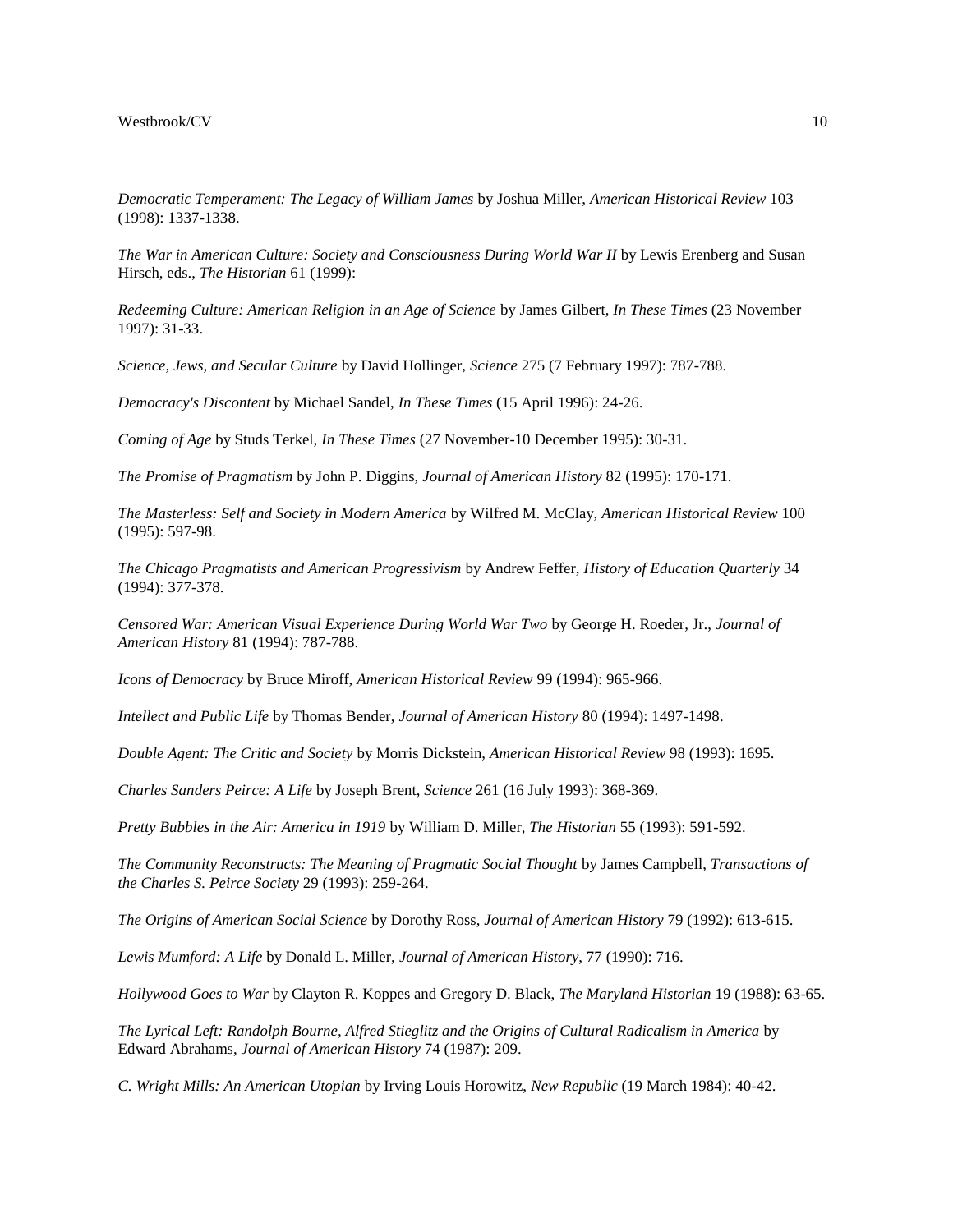*Democratic Temperament: The Legacy of William James* by Joshua Miller, *American Historical Review* 103 (1998): 1337-1338.

*The War in American Culture: Society and Consciousness During World War II* by Lewis Erenberg and Susan Hirsch, eds., *The Historian* 61 (1999):

*Redeeming Culture: American Religion in an Age of Science* by James Gilbert, *In These Times* (23 November 1997): 31-33.

*Science, Jews, and Secular Culture* by David Hollinger, *Science* 275 (7 February 1997): 787-788.

*Democracy's Discontent* by Michael Sandel, *In These Times* (15 April 1996): 24-26.

*Coming of Age* by Studs Terkel, *In These Times* (27 November-10 December 1995): 30-31.

*The Promise of Pragmatism* by John P. Diggins, *Journal of American History* 82 (1995): 170-171.

*The Masterless: Self and Society in Modern America* by Wilfred M. McClay, *American Historical Review* 100 (1995): 597-98.

*The Chicago Pragmatists and American Progressivism* by Andrew Feffer, *History of Education Quarterly* 34 (1994): 377-378.

*Censored War: American Visual Experience During World War Two* by George H. Roeder, Jr., *Journal of American History* 81 (1994): 787-788.

*Icons of Democracy* by Bruce Miroff, *American Historical Review* 99 (1994): 965-966.

*Intellect and Public Life* by Thomas Bender, *Journal of American History* 80 (1994): 1497-1498.

*Double Agent: The Critic and Society* by Morris Dickstein, *American Historical Review* 98 (1993): 1695.

*Charles Sanders Peirce: A Life* by Joseph Brent, *Science* 261 (16 July 1993): 368-369.

*Pretty Bubbles in the Air: America in 1919* by William D. Miller, *The Historian* 55 (1993): 591-592.

*The Community Reconstructs: The Meaning of Pragmatic Social Thought* by James Campbell, *Transactions of the Charles S. Peirce Society* 29 (1993): 259-264.

*The Origins of American Social Science* by Dorothy Ross, *Journal of American History* 79 (1992): 613-615.

*Lewis Mumford: A Life* by Donald L. Miller, *Journal of American History*, 77 (1990): 716.

*Hollywood Goes to War* by Clayton R. Koppes and Gregory D. Black, *The Maryland Historian* 19 (1988): 63-65.

*The Lyrical Left: Randolph Bourne, Alfred Stieglitz and the Origins of Cultural Radicalism in America* by Edward Abrahams, *Journal of American History* 74 (1987): 209.

*C. Wright Mills: An American Utopian* by Irving Louis Horowitz, *New Republic* (19 March 1984): 40-42.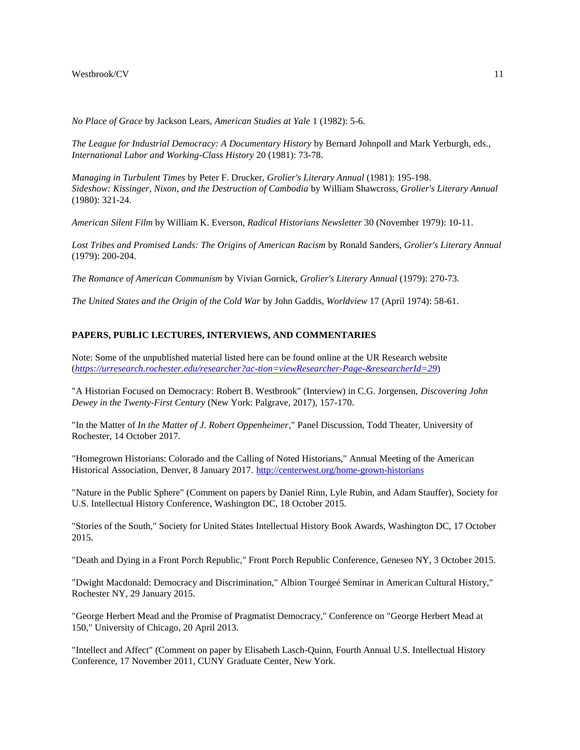*No Place of Grace* by Jackson Lears, *American Studies at Yale* 1 (1982): 5-6.

*The League for Industrial Democracy: A Documentary History* by Bernard Johnpoll and Mark Yerburgh, eds., *International Labor and Working-Class History* 20 (1981): 73-78.

*Managing in Turbulent Times* by Peter F. Drucker, *Grolier's Literary Annual* (1981): 195-198.
*Sideshow: Kissinger, Nixon, and the Destruction of Cambodia* by William Shawcross, *Grolier's Literary Annual* (1980): 321-24.

*American Silent Film* by William K. Everson, *Radical Historians Newsletter* 30 (November 1979): 10-11.

*Lost Tribes and Promised Lands: The Origins of American Racism* by Ronald Sanders, *Grolier's Literary Annual* (1979): 200-204.

*The Romance of American Communism* by Vivian Gornick, *Grolier's Literary Annual* (1979): 270-73.

*The United States and the Origin of the Cold War* by John Gaddis, *Worldview* 17 (April 1974): 58-61.

**PAPERS, PUBLIC LECTURES, INTERVIEWS, AND COMMENTARIES**

Note: Some of the unpublished material listed here can be found online at the UR Research website (*https://urresearch.rochester.edu/researcher?ac-tion=viewResearcher-Page-&researcherId=29*)

"A Historian Focused on Democracy: Robert B. Westbrook" (Interview) in C.G. Jorgensen, *Discovering John Dewey in the Twenty-First Century* (New York: Palgrave, 2017), 157-170.

"In the Matter of *In the Matter of J. Robert Oppenheimer*," Panel Discussion, Todd Theater, University of Rochester, 14 October 2017.

"Homegrown Historians: Colorado and the Calling of Noted Historians," Annual Meeting of the American Historical Association, Denver, 8 January 2017. http://centerwest.org/home-grown-historians

"Nature in the Public Sphere" (Comment on papers by Daniel Rinn, Lyle Rubin, and Adam Stauffer), Society for U.S. Intellectual History Conference, Washington DC, 18 October 2015.

"Stories of the South," Society for United States Intellectual History Book Awards, Washington DC, 17 October 2015.

"Death and Dying in a Front Porch Republic," Front Porch Republic Conference, Geneseo NY, 3 October 2015.

"Dwight Macdonald: Democracy and Discrimination," Albion Tourgeé Seminar in American Cultural History," Rochester NY, 29 January 2015.

"George Herbert Mead and the Promise of Pragmatist Democracy," Conference on "George Herbert Mead at 150," University of Chicago, 20 April 2013.

"Intellect and Affect" (Comment on paper by Elisabeth Lasch-Quinn, Fourth Annual U.S. Intellectual History Conference, 17 November 2011, CUNY Graduate Center, New York.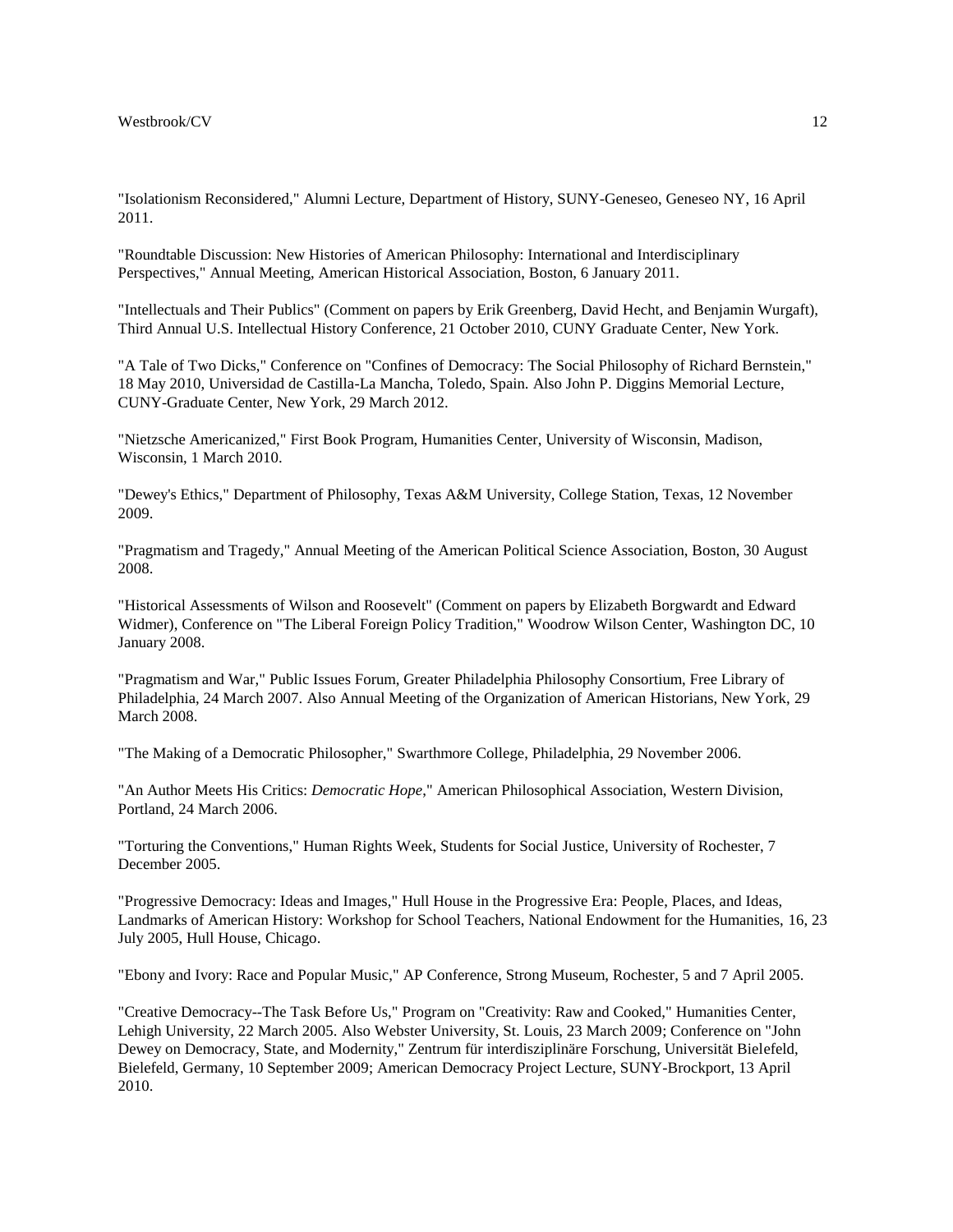"Isolationism Reconsidered," Alumni Lecture, Department of History, SUNY-Geneseo, Geneseo NY, 16 April 2011.

"Roundtable Discussion: New Histories of American Philosophy: International and Interdisciplinary Perspectives," Annual Meeting, American Historical Association, Boston, 6 January 2011.

"Intellectuals and Their Publics" (Comment on papers by Erik Greenberg, David Hecht, and Benjamin Wurgaft), Third Annual U.S. Intellectual History Conference, 21 October 2010, CUNY Graduate Center, New York.

"A Tale of Two Dicks," Conference on "Confines of Democracy: The Social Philosophy of Richard Bernstein," 18 May 2010, Universidad de Castilla-La Mancha, Toledo, Spain. Also John P. Diggins Memorial Lecture, CUNY-Graduate Center, New York, 29 March 2012.

"Nietzsche Americanized," First Book Program, Humanities Center, University of Wisconsin, Madison, Wisconsin, 1 March 2010.

"Dewey's Ethics," Department of Philosophy, Texas A&M University, College Station, Texas, 12 November 2009.

"Pragmatism and Tragedy," Annual Meeting of the American Political Science Association, Boston, 30 August 2008.

"Historical Assessments of Wilson and Roosevelt" (Comment on papers by Elizabeth Borgwardt and Edward Widmer), Conference on "The Liberal Foreign Policy Tradition," Woodrow Wilson Center, Washington DC, 10 January 2008.

"Pragmatism and War," Public Issues Forum, Greater Philadelphia Philosophy Consortium, Free Library of Philadelphia, 24 March 2007. Also Annual Meeting of the Organization of American Historians, New York, 29 March 2008.

"The Making of a Democratic Philosopher," Swarthmore College, Philadelphia, 29 November 2006.

"An Author Meets His Critics: *Democratic Hope*," American Philosophical Association, Western Division, Portland, 24 March 2006.

"Torturing the Conventions," Human Rights Week, Students for Social Justice, University of Rochester, 7 December 2005.

"Progressive Democracy: Ideas and Images," Hull House in the Progressive Era: People, Places, and Ideas, Landmarks of American History: Workshop for School Teachers, National Endowment for the Humanities, 16, 23 July 2005, Hull House, Chicago.

"Ebony and Ivory: Race and Popular Music," AP Conference, Strong Museum, Rochester, 5 and 7 April 2005.

"Creative Democracy--The Task Before Us," Program on "Creativity: Raw and Cooked," Humanities Center, Lehigh University, 22 March 2005. Also Webster University, St. Louis, 23 March 2009; Conference on "John Dewey on Democracy, State, and Modernity," Zentrum für interdisziplinäre Forschung, Universität Bielefeld, Bielefeld, Germany, 10 September 2009; American Democracy Project Lecture, SUNY-Brockport, 13 April 2010.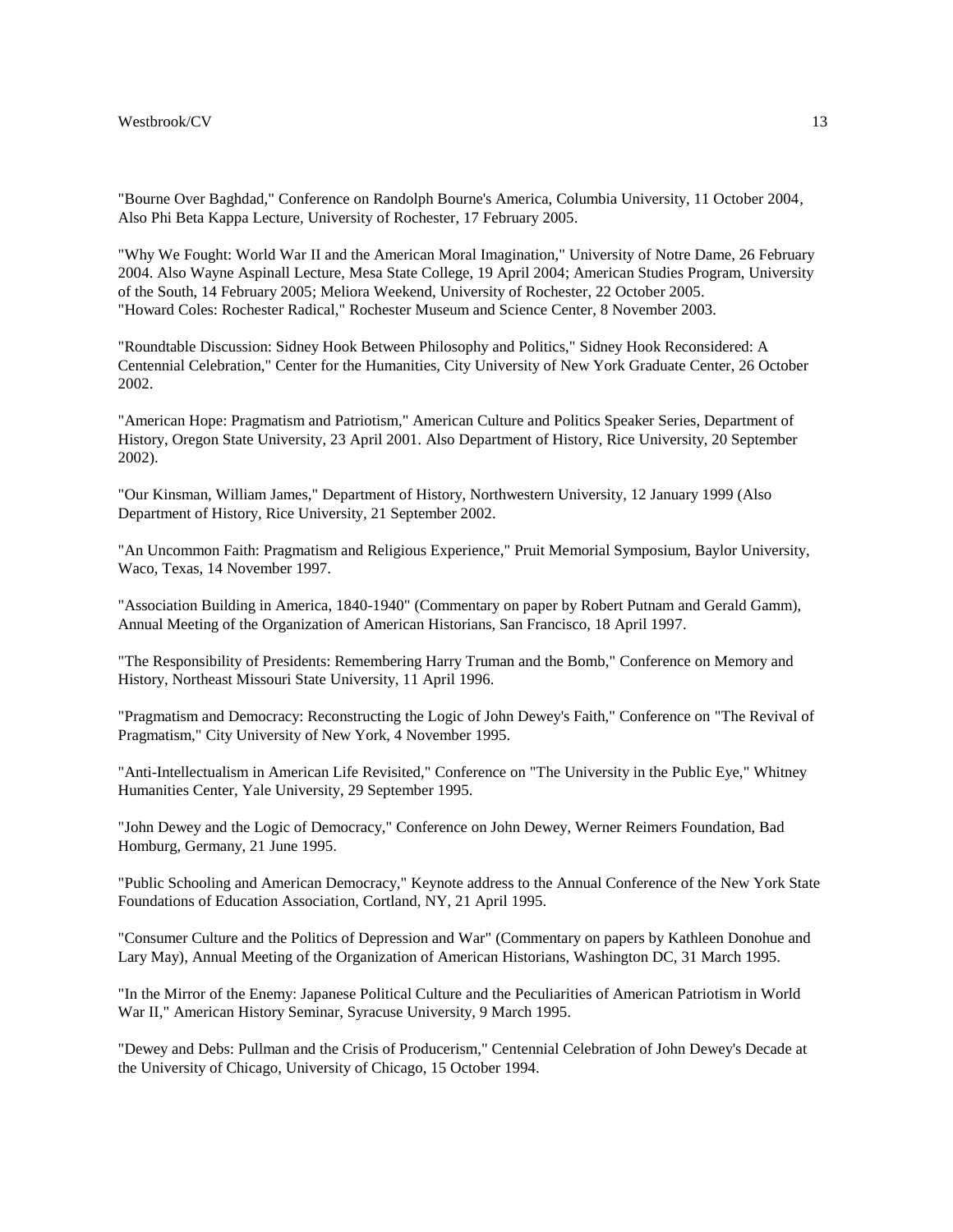"Bourne Over Baghdad," Conference on Randolph Bourne's America, Columbia University, 11 October 2004, Also Phi Beta Kappa Lecture, University of Rochester, 17 February 2005.

"Why We Fought: World War II and the American Moral Imagination," University of Notre Dame, 26 February 2004. Also Wayne Aspinall Lecture, Mesa State College, 19 April 2004; American Studies Program, University of the South, 14 February 2005; Meliora Weekend, University of Rochester, 22 October 2005.
"Howard Coles: Rochester Radical," Rochester Museum and Science Center, 8 November 2003.

"Roundtable Discussion: Sidney Hook Between Philosophy and Politics," Sidney Hook Reconsidered: A Centennial Celebration," Center for the Humanities, City University of New York Graduate Center, 26 October 2002.

"American Hope: Pragmatism and Patriotism," American Culture and Politics Speaker Series, Department of History, Oregon State University, 23 April 2001. Also Department of History, Rice University, 20 September 2002).

"Our Kinsman, William James," Department of History, Northwestern University, 12 January 1999 (Also Department of History, Rice University, 21 September 2002.

"An Uncommon Faith: Pragmatism and Religious Experience," Pruit Memorial Symposium, Baylor University, Waco, Texas, 14 November 1997.

"Association Building in America, 1840-1940" (Commentary on paper by Robert Putnam and Gerald Gamm), Annual Meeting of the Organization of American Historians, San Francisco, 18 April 1997.

"The Responsibility of Presidents: Remembering Harry Truman and the Bomb," Conference on Memory and History, Northeast Missouri State University, 11 April 1996.

"Pragmatism and Democracy: Reconstructing the Logic of John Dewey's Faith," Conference on "The Revival of Pragmatism," City University of New York, 4 November 1995.

"Anti-Intellectualism in American Life Revisited," Conference on "The University in the Public Eye," Whitney Humanities Center, Yale University, 29 September 1995.

"John Dewey and the Logic of Democracy," Conference on John Dewey, Werner Reimers Foundation, Bad Homburg, Germany, 21 June 1995.

"Public Schooling and American Democracy," Keynote address to the Annual Conference of the New York State Foundations of Education Association, Cortland, NY, 21 April 1995.

"Consumer Culture and the Politics of Depression and War" (Commentary on papers by Kathleen Donohue and Lary May), Annual Meeting of the Organization of American Historians, Washington DC, 31 March 1995.

"In the Mirror of the Enemy: Japanese Political Culture and the Peculiarities of American Patriotism in World War II," American History Seminar, Syracuse University, 9 March 1995.

"Dewey and Debs: Pullman and the Crisis of Producerism," Centennial Celebration of John Dewey's Decade at the University of Chicago, University of Chicago, 15 October 1994.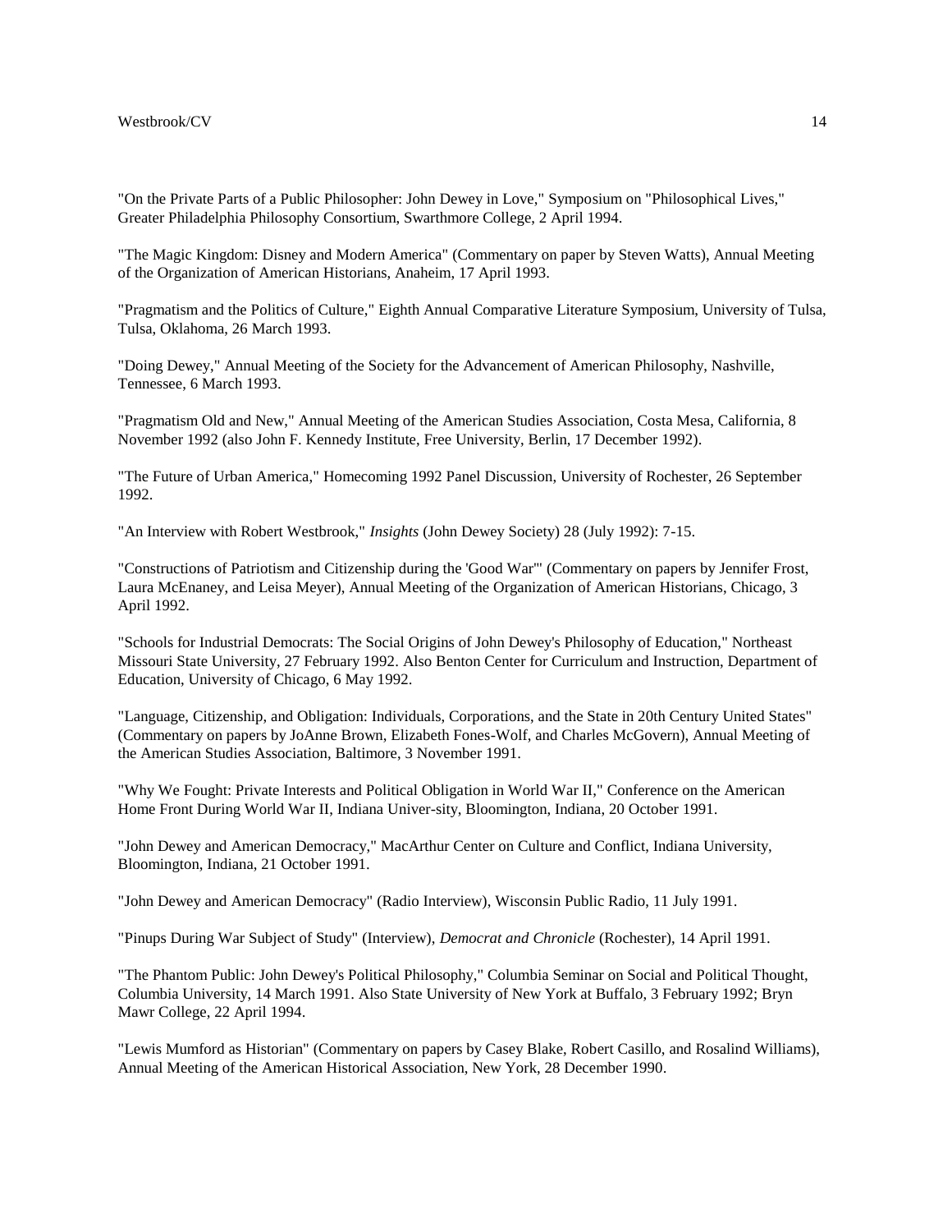"On the Private Parts of a Public Philosopher: John Dewey in Love," Symposium on "Philosophical Lives," Greater Philadelphia Philosophy Consortium, Swarthmore College, 2 April 1994.

"The Magic Kingdom: Disney and Modern America" (Commentary on paper by Steven Watts), Annual Meeting of the Organization of American Historians, Anaheim, 17 April 1993.

"Pragmatism and the Politics of Culture," Eighth Annual Comparative Literature Symposium, University of Tulsa, Tulsa, Oklahoma, 26 March 1993.

"Doing Dewey," Annual Meeting of the Society for the Advancement of American Philosophy, Nashville, Tennessee, 6 March 1993.

"Pragmatism Old and New," Annual Meeting of the American Studies Association, Costa Mesa, California, 8 November 1992 (also John F. Kennedy Institute, Free University, Berlin, 17 December 1992).

"The Future of Urban America," Homecoming 1992 Panel Discussion, University of Rochester, 26 September 1992.

"An Interview with Robert Westbrook," *Insights* (John Dewey Society) 28 (July 1992): 7-15.

"Constructions of Patriotism and Citizenship during the 'Good War'" (Commentary on papers by Jennifer Frost, Laura McEnaney, and Leisa Meyer), Annual Meeting of the Organization of American Historians, Chicago, 3 April 1992.

"Schools for Industrial Democrats: The Social Origins of John Dewey's Philosophy of Education," Northeast Missouri State University, 27 February 1992. Also Benton Center for Curriculum and Instruction, Department of Education, University of Chicago, 6 May 1992.

"Language, Citizenship, and Obligation: Individuals, Corporations, and the State in 20th Century United States" (Commentary on papers by JoAnne Brown, Elizabeth Fones-Wolf, and Charles McGovern), Annual Meeting of the American Studies Association, Baltimore, 3 November 1991.

"Why We Fought: Private Interests and Political Obligation in World War II," Conference on the American Home Front During World War II, Indiana Univer-sity, Bloomington, Indiana, 20 October 1991.

"John Dewey and American Democracy," MacArthur Center on Culture and Conflict, Indiana University, Bloomington, Indiana, 21 October 1991.

"John Dewey and American Democracy" (Radio Interview), Wisconsin Public Radio, 11 July 1991.

"Pinups During War Subject of Study" (Interview), *Democrat and Chronicle* (Rochester), 14 April 1991.

"The Phantom Public: John Dewey's Political Philosophy," Columbia Seminar on Social and Political Thought, Columbia University, 14 March 1991. Also State University of New York at Buffalo, 3 February 1992; Bryn Mawr College, 22 April 1994.

"Lewis Mumford as Historian" (Commentary on papers by Casey Blake, Robert Casillo, and Rosalind Williams), Annual Meeting of the American Historical Association, New York, 28 December 1990.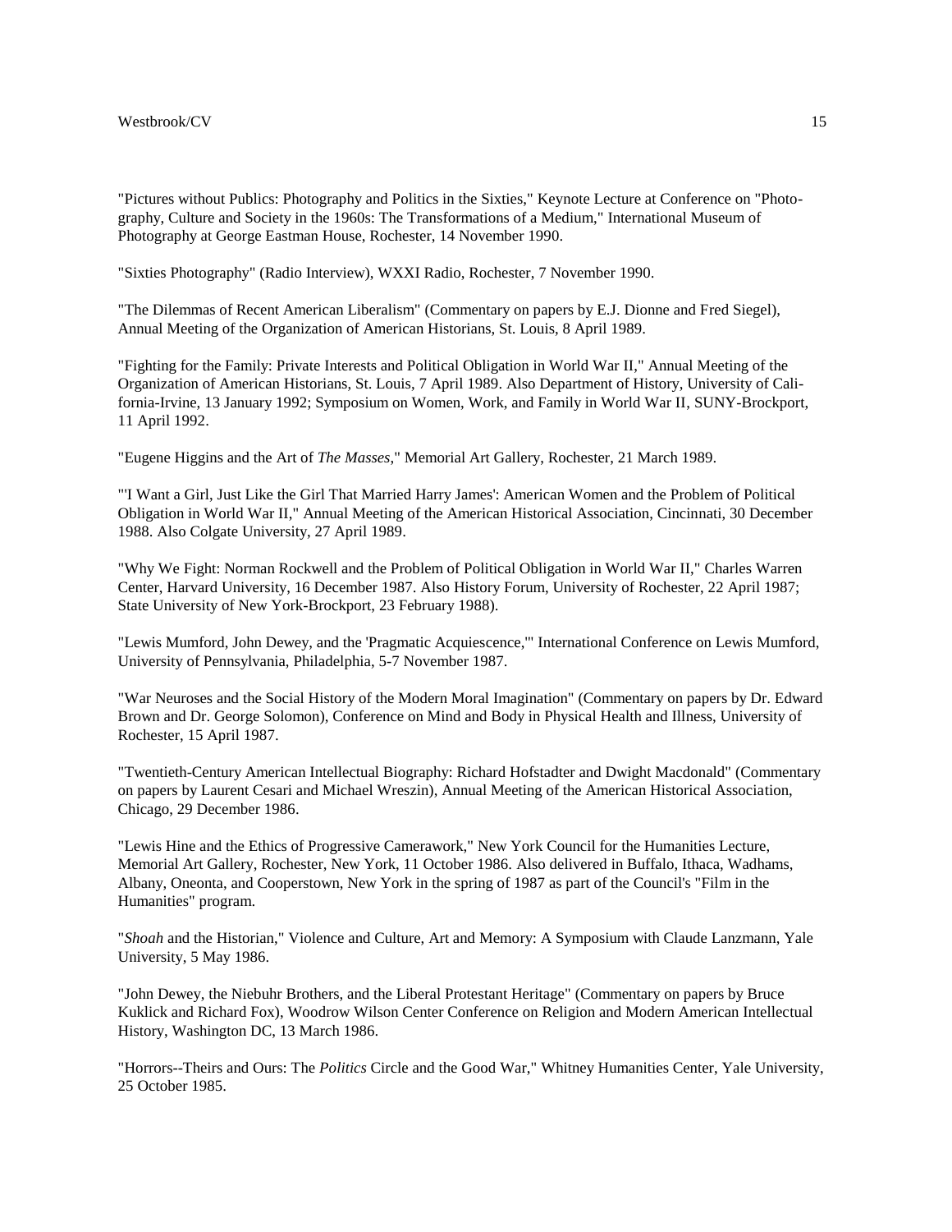"Pictures without Publics: Photography and Politics in the Sixties," Keynote Lecture at Conference on "Photography, Culture and Society in the 1960s: The Transformations of a Medium," International Museum of Photography at George Eastman House, Rochester, 14 November 1990.

"Sixties Photography" (Radio Interview), WXXI Radio, Rochester, 7 November 1990.

"The Dilemmas of Recent American Liberalism" (Commentary on papers by E.J. Dionne and Fred Siegel), Annual Meeting of the Organization of American Historians, St. Louis, 8 April 1989.

"Fighting for the Family: Private Interests and Political Obligation in World War II," Annual Meeting of the Organization of American Historians, St. Louis, 7 April 1989. Also Department of History, University of California-Irvine, 13 January 1992; Symposium on Women, Work, and Family in World War II, SUNY-Brockport, 11 April 1992.

"Eugene Higgins and the Art of *The Masses*," Memorial Art Gallery, Rochester, 21 March 1989.

"'I Want a Girl, Just Like the Girl That Married Harry James': American Women and the Problem of Political Obligation in World War II," Annual Meeting of the American Historical Association, Cincinnati, 30 December 1988. Also Colgate University, 27 April 1989.

"Why We Fight: Norman Rockwell and the Problem of Political Obligation in World War II," Charles Warren Center, Harvard University, 16 December 1987. Also History Forum, University of Rochester, 22 April 1987; State University of New York-Brockport, 23 February 1988).

"Lewis Mumford, John Dewey, and the 'Pragmatic Acquiescence,'" International Conference on Lewis Mumford, University of Pennsylvania, Philadelphia, 5-7 November 1987.

"War Neuroses and the Social History of the Modern Moral Imagination" (Commentary on papers by Dr. Edward Brown and Dr. George Solomon), Conference on Mind and Body in Physical Health and Illness, University of Rochester, 15 April 1987.

"Twentieth-Century American Intellectual Biography: Richard Hofstadter and Dwight Macdonald" (Commentary on papers by Laurent Cesari and Michael Wreszin), Annual Meeting of the American Historical Association, Chicago, 29 December 1986.

"Lewis Hine and the Ethics of Progressive Camerawork," New York Council for the Humanities Lecture, Memorial Art Gallery, Rochester, New York, 11 October 1986. Also delivered in Buffalo, Ithaca, Wadhams, Albany, Oneonta, and Cooperstown, New York in the spring of 1987 as part of the Council's "Film in the Humanities" program.

"*Shoah* and the Historian," Violence and Culture, Art and Memory: A Symposium with Claude Lanzmann, Yale University, 5 May 1986.

"John Dewey, the Niebuhr Brothers, and the Liberal Protestant Heritage" (Commentary on papers by Bruce Kuklick and Richard Fox), Woodrow Wilson Center Conference on Religion and Modern American Intellectual History, Washington DC, 13 March 1986.

"Horrors--Theirs and Ours: The *Politics* Circle and the Good War," Whitney Humanities Center, Yale University, 25 October 1985.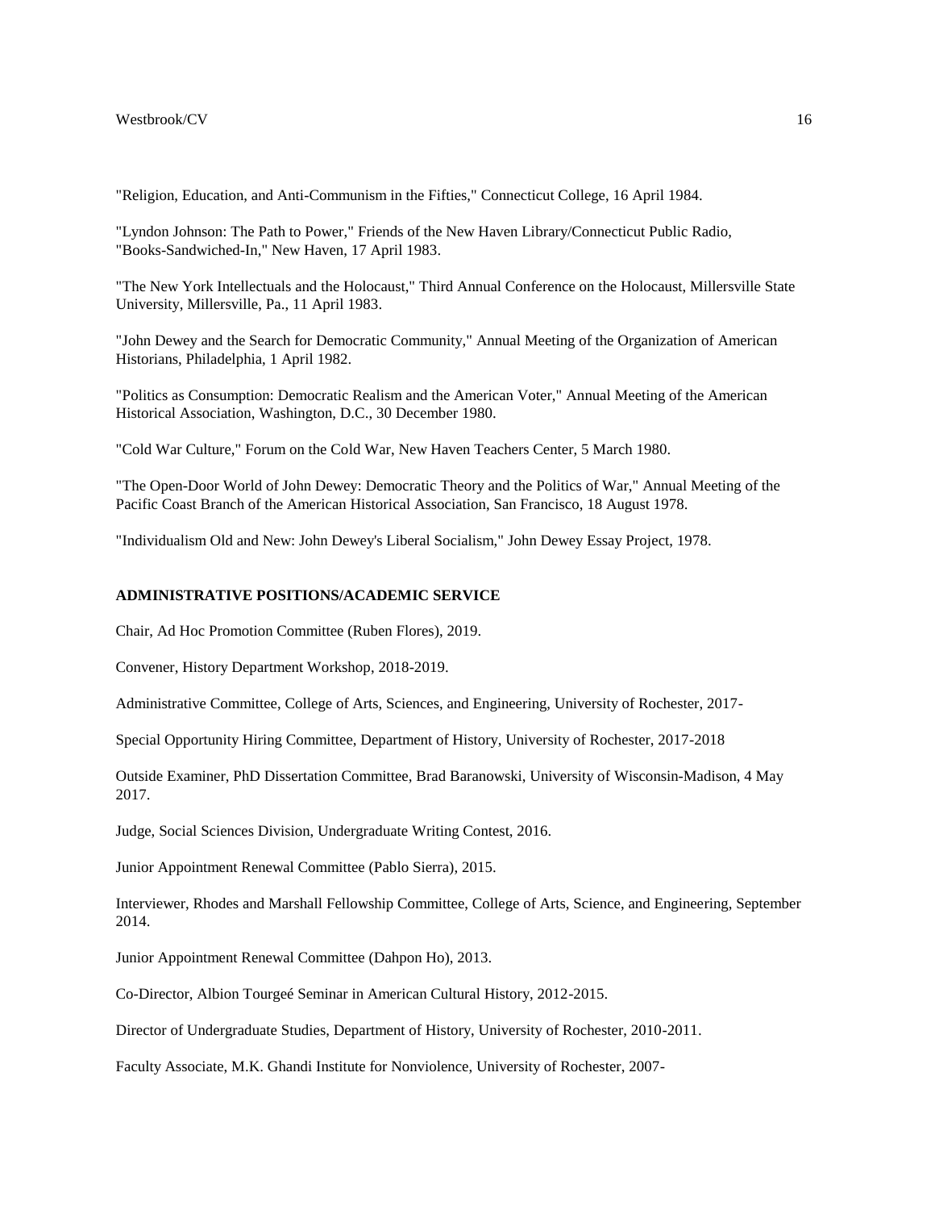"Religion, Education, and Anti-Communism in the Fifties," Connecticut College, 16 April 1984.

"Lyndon Johnson: The Path to Power," Friends of the New Haven Library/Connecticut Public Radio, "Books-Sandwiched-In," New Haven, 17 April 1983.

"The New York Intellectuals and the Holocaust," Third Annual Conference on the Holocaust, Millersville State University, Millersville, Pa., 11 April 1983.

"John Dewey and the Search for Democratic Community," Annual Meeting of the Organization of American Historians, Philadelphia, 1 April 1982.

"Politics as Consumption: Democratic Realism and the American Voter," Annual Meeting of the American Historical Association, Washington, D.C., 30 December 1980.

"Cold War Culture," Forum on the Cold War, New Haven Teachers Center, 5 March 1980.

"The Open-Door World of John Dewey: Democratic Theory and the Politics of War," Annual Meeting of the Pacific Coast Branch of the American Historical Association, San Francisco, 18 August 1978.

"Individualism Old and New: John Dewey's Liberal Socialism," John Dewey Essay Project, 1978.

**ADMINISTRATIVE POSITIONS/ACADEMIC SERVICE**

Chair, Ad Hoc Promotion Committee (Ruben Flores), 2019.

Convener, History Department Workshop, 2018-2019.

Administrative Committee, College of Arts, Sciences, and Engineering, University of Rochester, 2017-

Special Opportunity Hiring Committee, Department of History, University of Rochester, 2017-2018

Outside Examiner, PhD Dissertation Committee, Brad Baranowski, University of Wisconsin-Madison, 4 May 2017.

Judge, Social Sciences Division, Undergraduate Writing Contest, 2016.

Junior Appointment Renewal Committee (Pablo Sierra), 2015.

Interviewer, Rhodes and Marshall Fellowship Committee, College of Arts, Science, and Engineering, September 2014.

Junior Appointment Renewal Committee (Dahpon Ho), 2013.

Co-Director, Albion Tourgeé Seminar in American Cultural History, 2012-2015.

Director of Undergraduate Studies, Department of History, University of Rochester, 2010-2011.

Faculty Associate, M.K. Ghandi Institute for Nonviolence, University of Rochester, 2007-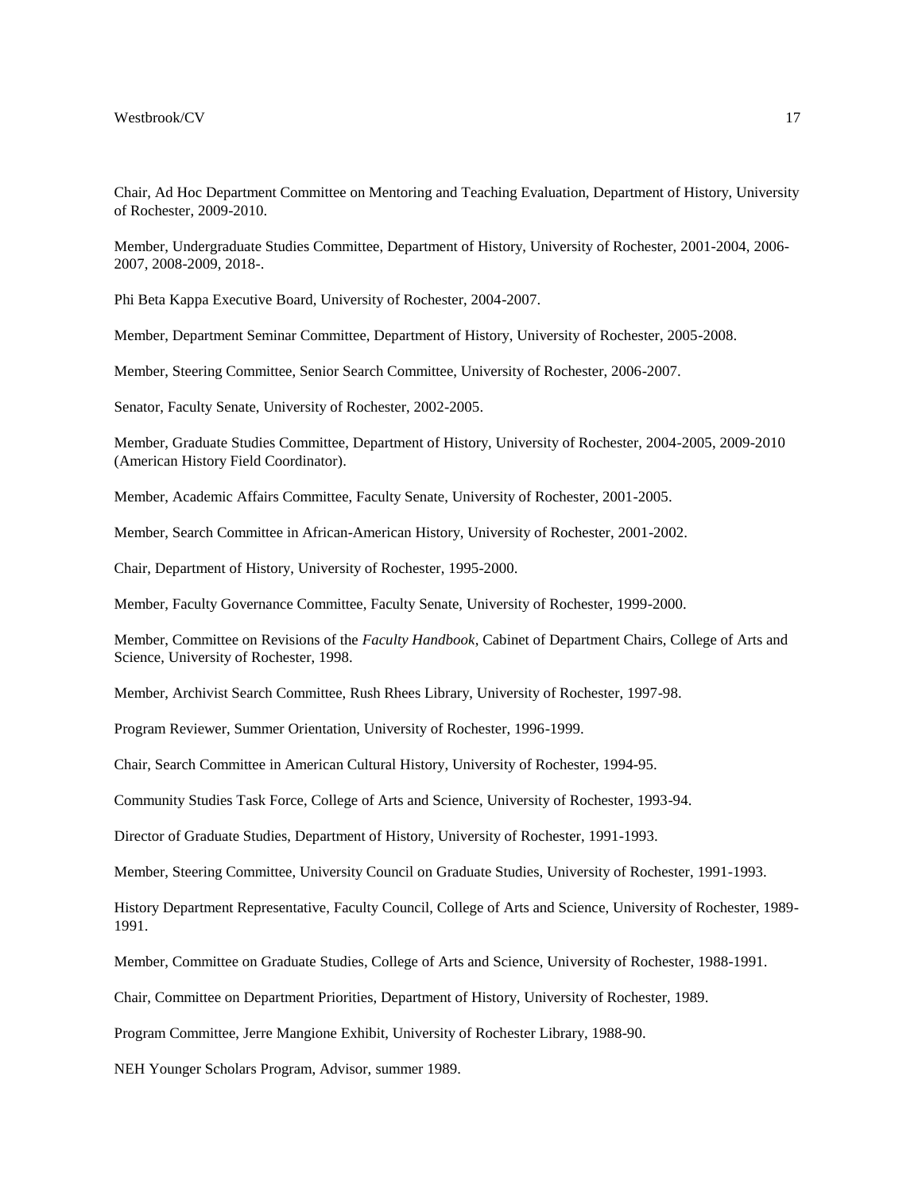Chair, Ad Hoc Department Committee on Mentoring and Teaching Evaluation, Department of History, University of Rochester, 2009-2010.

Member, Undergraduate Studies Committee, Department of History, University of Rochester, 2001-2004, 2006-2007, 2008-2009, 2018-.

Phi Beta Kappa Executive Board, University of Rochester, 2004-2007.

Member, Department Seminar Committee, Department of History, University of Rochester, 2005-2008.

Member, Steering Committee, Senior Search Committee, University of Rochester, 2006-2007.

Senator, Faculty Senate, University of Rochester, 2002-2005.

Member, Graduate Studies Committee, Department of History, University of Rochester, 2004-2005, 2009-2010 (American History Field Coordinator).

Member, Academic Affairs Committee, Faculty Senate, University of Rochester, 2001-2005.

Member, Search Committee in African-American History, University of Rochester, 2001-2002.

Chair, Department of History, University of Rochester, 1995-2000.

Member, Faculty Governance Committee, Faculty Senate, University of Rochester, 1999-2000.

Member, Committee on Revisions of the *Faculty Handbook*, Cabinet of Department Chairs, College of Arts and Science, University of Rochester, 1998.

Member, Archivist Search Committee, Rush Rhees Library, University of Rochester, 1997-98.

Program Reviewer, Summer Orientation, University of Rochester, 1996-1999.

Chair, Search Committee in American Cultural History, University of Rochester, 1994-95.

Community Studies Task Force, College of Arts and Science, University of Rochester, 1993-94.

Director of Graduate Studies, Department of History, University of Rochester, 1991-1993.

Member, Steering Committee, University Council on Graduate Studies, University of Rochester, 1991-1993.

History Department Representative, Faculty Council, College of Arts and Science, University of Rochester, 1989-1991.

Member, Committee on Graduate Studies, College of Arts and Science, University of Rochester, 1988-1991.

Chair, Committee on Department Priorities, Department of History, University of Rochester, 1989.

Program Committee, Jerre Mangione Exhibit, University of Rochester Library, 1988-90.

NEH Younger Scholars Program, Advisor, summer 1989.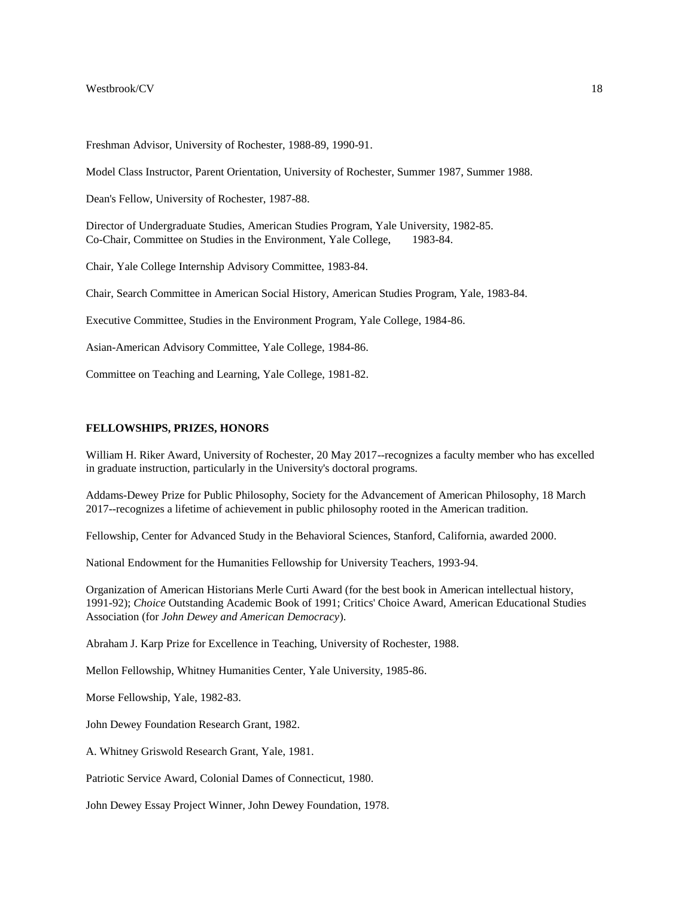Freshman Advisor, University of Rochester, 1988-89, 1990-91.

Model Class Instructor, Parent Orientation, University of Rochester, Summer 1987, Summer 1988.

Dean's Fellow, University of Rochester, 1987-88.

Director of Undergraduate Studies, American Studies Program, Yale University, 1982-85.
Co-Chair, Committee on Studies in the Environment, Yale College, 1983-84.

Chair, Yale College Internship Advisory Committee, 1983-84.

Chair, Search Committee in American Social History, American Studies Program, Yale, 1983-84.

Executive Committee, Studies in the Environment Program, Yale College, 1984-86.

Asian-American Advisory Committee, Yale College, 1984-86.

Committee on Teaching and Learning, Yale College, 1981-82.

**FELLOWSHIPS, PRIZES, HONORS**

William H. Riker Award, University of Rochester, 20 May 2017--recognizes a faculty member who has excelled in graduate instruction, particularly in the University's doctoral programs.

Addams-Dewey Prize for Public Philosophy, Society for the Advancement of American Philosophy, 18 March 2017--recognizes a lifetime of achievement in public philosophy rooted in the American tradition.

Fellowship, Center for Advanced Study in the Behavioral Sciences, Stanford, California, awarded 2000.

National Endowment for the Humanities Fellowship for University Teachers, 1993-94.

Organization of American Historians Merle Curti Award (for the best book in American intellectual history, 1991-92); *Choice* Outstanding Academic Book of 1991; Critics' Choice Award, American Educational Studies Association (for *John Dewey and American Democracy*).

Abraham J. Karp Prize for Excellence in Teaching, University of Rochester, 1988.

Mellon Fellowship, Whitney Humanities Center, Yale University, 1985-86.

Morse Fellowship, Yale, 1982-83.

John Dewey Foundation Research Grant, 1982.

A. Whitney Griswold Research Grant, Yale, 1981.

Patriotic Service Award, Colonial Dames of Connecticut, 1980.

John Dewey Essay Project Winner, John Dewey Foundation, 1978.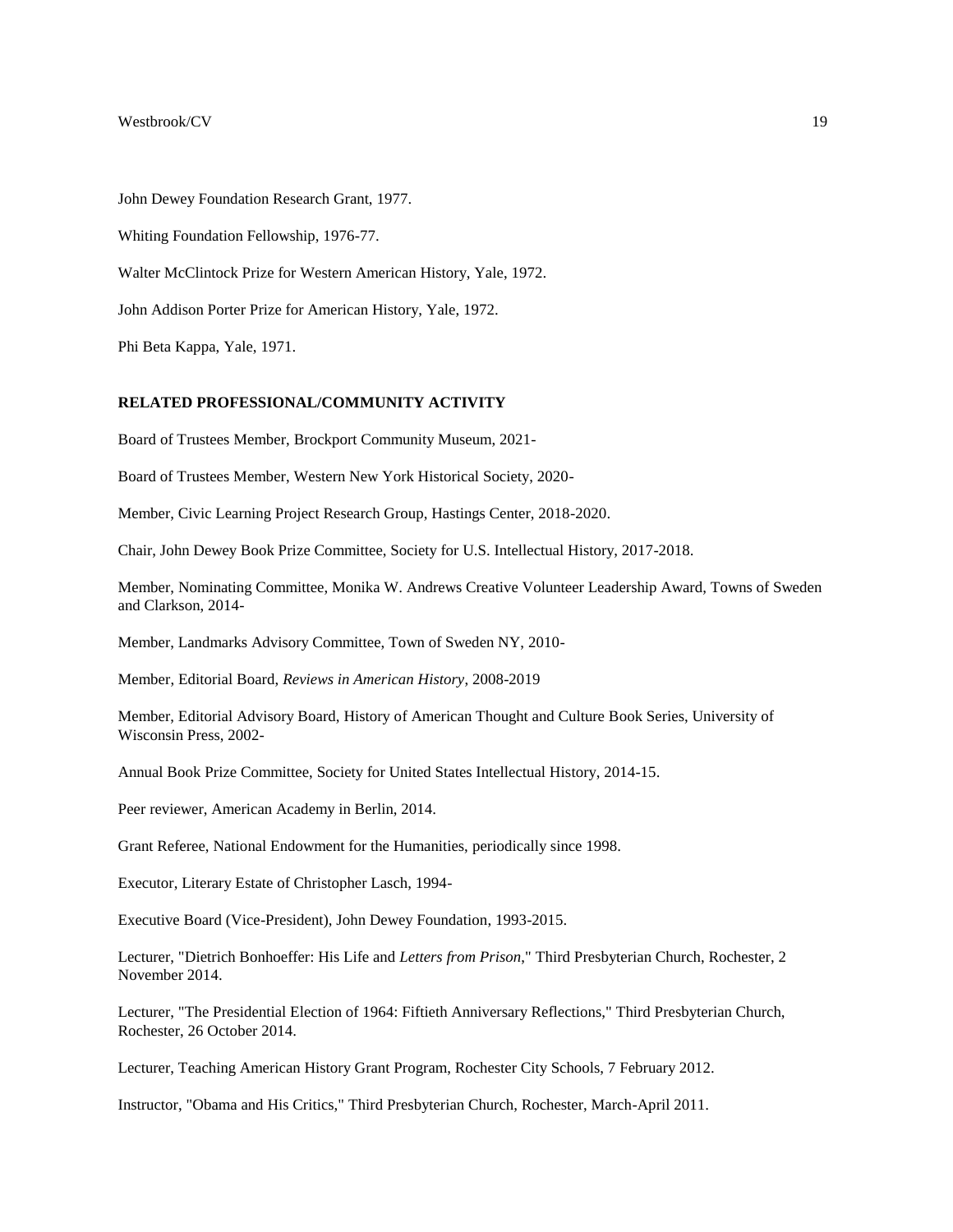John Dewey Foundation Research Grant, 1977.

Whiting Foundation Fellowship, 1976-77.

Walter McClintock Prize for Western American History, Yale, 1972.

John Addison Porter Prize for American History, Yale, 1972.

Phi Beta Kappa, Yale, 1971.

**RELATED PROFESSIONAL/COMMUNITY ACTIVITY**

Board of Trustees Member, Brockport Community Museum, 2021-

Board of Trustees Member, Western New York Historical Society, 2020-

Member, Civic Learning Project Research Group, Hastings Center, 2018-2020.

Chair, John Dewey Book Prize Committee, Society for U.S. Intellectual History, 2017-2018.

Member, Nominating Committee, Monika W. Andrews Creative Volunteer Leadership Award, Towns of Sweden and Clarkson, 2014-

Member, Landmarks Advisory Committee, Town of Sweden NY, 2010-

Member, Editorial Board, *Reviews in American History*, 2008-2019

Member, Editorial Advisory Board, History of American Thought and Culture Book Series, University of Wisconsin Press, 2002-

Annual Book Prize Committee, Society for United States Intellectual History, 2014-15.

Peer reviewer, American Academy in Berlin, 2014.

Grant Referee, National Endowment for the Humanities, periodically since 1998.

Executor, Literary Estate of Christopher Lasch, 1994-

Executive Board (Vice-President), John Dewey Foundation, 1993-2015.

Lecturer, "Dietrich Bonhoeffer: His Life and *Letters from Prison*," Third Presbyterian Church, Rochester, 2 November 2014.

Lecturer, "The Presidential Election of 1964: Fiftieth Anniversary Reflections," Third Presbyterian Church, Rochester, 26 October 2014.

Lecturer, Teaching American History Grant Program, Rochester City Schools, 7 February 2012.

Instructor, "Obama and His Critics," Third Presbyterian Church, Rochester, March-April 2011.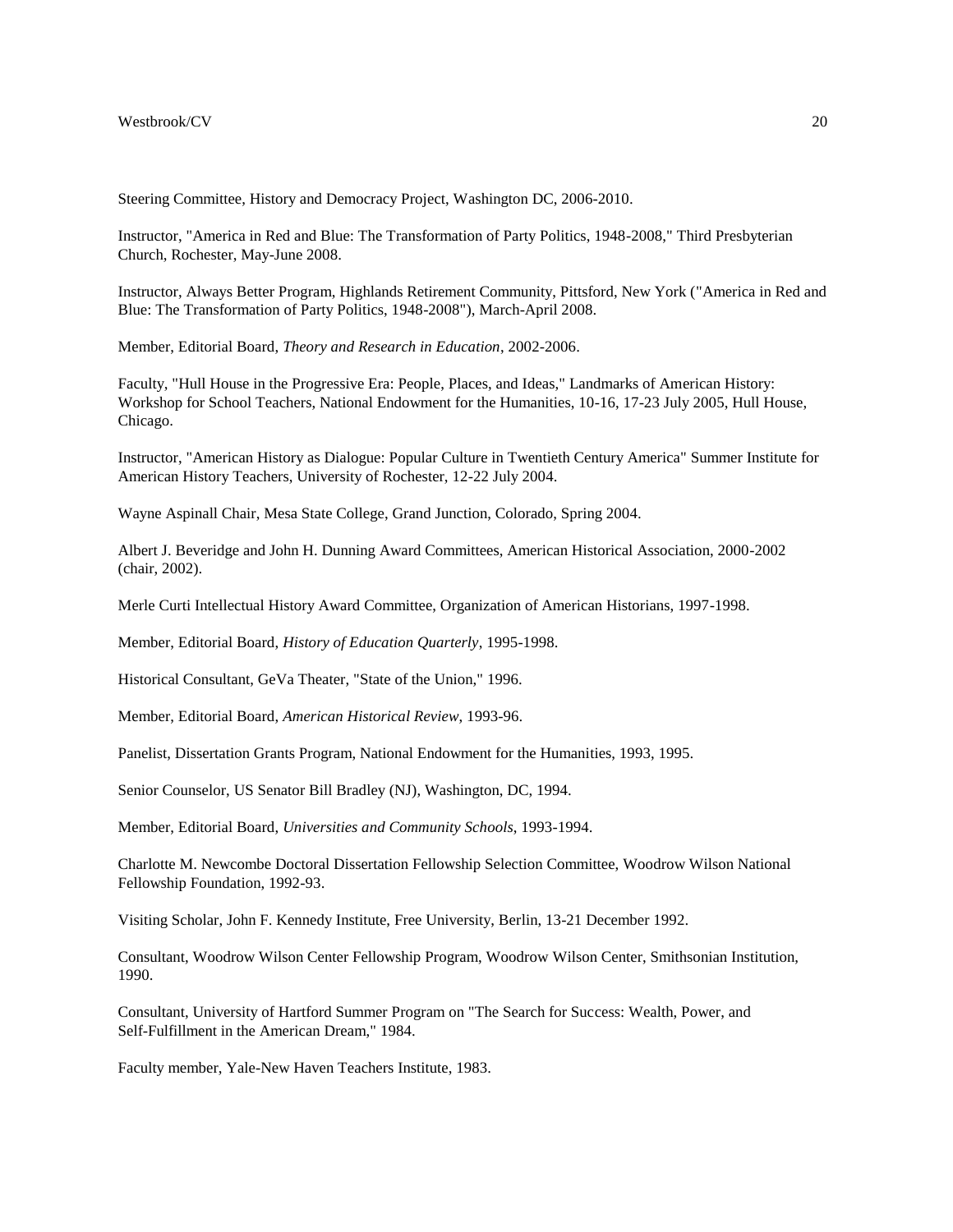Steering Committee, History and Democracy Project, Washington DC, 2006-2010.

Instructor, "America in Red and Blue: The Transformation of Party Politics, 1948-2008," Third Presbyterian Church, Rochester, May-June 2008.

Instructor, Always Better Program, Highlands Retirement Community, Pittsford, New York ("America in Red and Blue: The Transformation of Party Politics, 1948-2008"), March-April 2008.

Member, Editorial Board, *Theory and Research in Education*, 2002-2006.

Faculty, "Hull House in the Progressive Era: People, Places, and Ideas," Landmarks of American History: Workshop for School Teachers, National Endowment for the Humanities, 10-16, 17-23 July 2005, Hull House, Chicago.

Instructor, "American History as Dialogue: Popular Culture in Twentieth Century America" Summer Institute for American History Teachers, University of Rochester, 12-22 July 2004.

Wayne Aspinall Chair, Mesa State College, Grand Junction, Colorado, Spring 2004.

Albert J. Beveridge and John H. Dunning Award Committees, American Historical Association, 2000-2002 (chair, 2002).

Merle Curti Intellectual History Award Committee, Organization of American Historians, 1997-1998.

Member, Editorial Board, *History of Education Quarterly*, 1995-1998.

Historical Consultant, GeVa Theater, "State of the Union," 1996.

Member, Editorial Board, *American Historical Review*, 1993-96.

Panelist, Dissertation Grants Program, National Endowment for the Humanities, 1993, 1995.

Senior Counselor, US Senator Bill Bradley (NJ), Washington, DC, 1994.

Member, Editorial Board, *Universities and Community Schools*, 1993-1994.

Charlotte M. Newcombe Doctoral Dissertation Fellowship Selection Committee, Woodrow Wilson National Fellowship Foundation, 1992-93.

Visiting Scholar, John F. Kennedy Institute, Free University, Berlin, 13-21 December 1992.

Consultant, Woodrow Wilson Center Fellowship Program, Woodrow Wilson Center, Smithsonian Institution, 1990.

Consultant, University of Hartford Summer Program on "The Search for Success: Wealth, Power, and Self-Fulfillment in the American Dream," 1984.

Faculty member, Yale-New Haven Teachers Institute, 1983.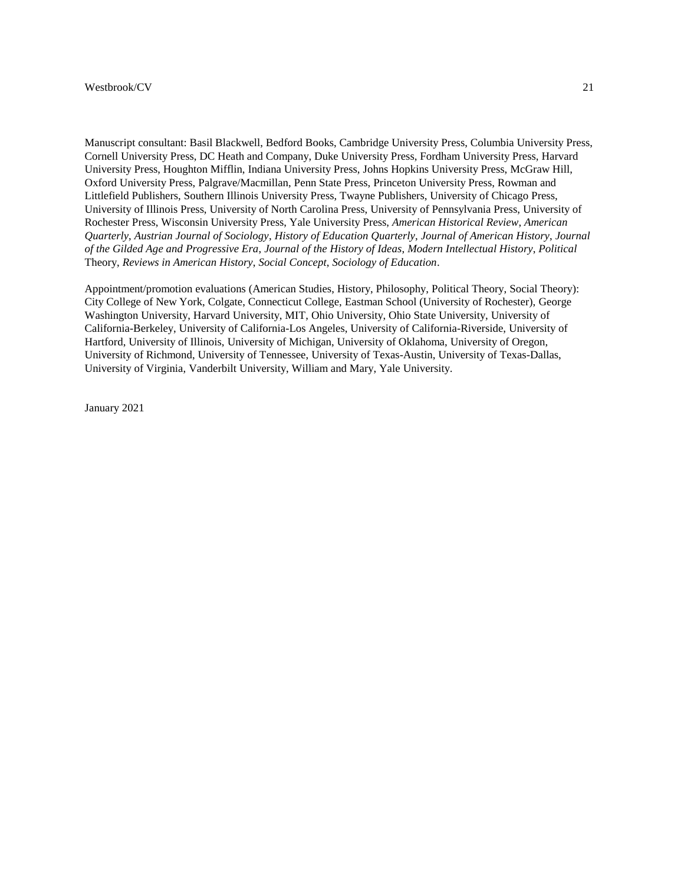Manuscript consultant: Basil Blackwell, Bedford Books, Cambridge University Press, Columbia University Press, Cornell University Press, DC Heath and Company, Duke University Press, Fordham University Press, Harvard University Press, Houghton Mifflin, Indiana University Press, Johns Hopkins University Press, McGraw Hill, Oxford University Press, Palgrave/Macmillan, Penn State Press, Princeton University Press, Rowman and Littlefield Publishers, Southern Illinois University Press, Twayne Publishers, University of Chicago Press, University of Illinois Press, University of North Carolina Press, University of Pennsylvania Press, University of Rochester Press, Wisconsin University Press, Yale University Press, *American Historical Review*, *American Quarterly*, *Austrian Journal of Sociology*, *History of Education Quarterly*, *Journal of American History*, *Journal of the Gilded Age and Progressive Era*, *Journal of the History of Ideas*, *Modern Intellectual History*, *Political* Theory, *Reviews in American History*, *Social Concept*, *Sociology of Education*.

Appointment/promotion evaluations (American Studies, History, Philosophy, Political Theory, Social Theory): City College of New York, Colgate, Connecticut College, Eastman School (University of Rochester), George Washington University, Harvard University, MIT, Ohio University, Ohio State University, University of California-Berkeley, University of California-Los Angeles, University of California-Riverside, University of Hartford, University of Illinois, University of Michigan, University of Oklahoma, University of Oregon, University of Richmond, University of Tennessee, University of Texas-Austin, University of Texas-Dallas, University of Virginia, Vanderbilt University, William and Mary, Yale University.

January 2021